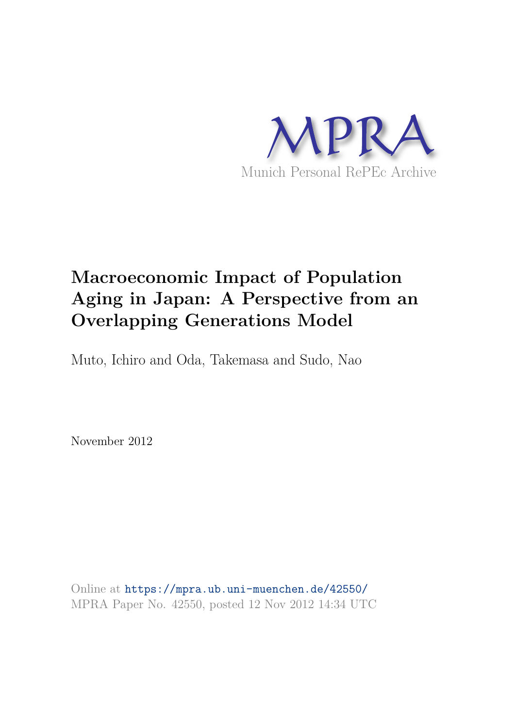MPRA

Munich Personal RePEc Archive

# Macroeconomic Impact of Population Aging in Japan: A Perspective from an Overlapping Generations Model

Muto, Ichiro and Oda, Takemasa and Sudo, Nao

November 2012

Online at https://mpra.ub.uni-muenchen.de/42550/
MPRA Paper No. 42550, posted 12 Nov 2012 14:34 UTC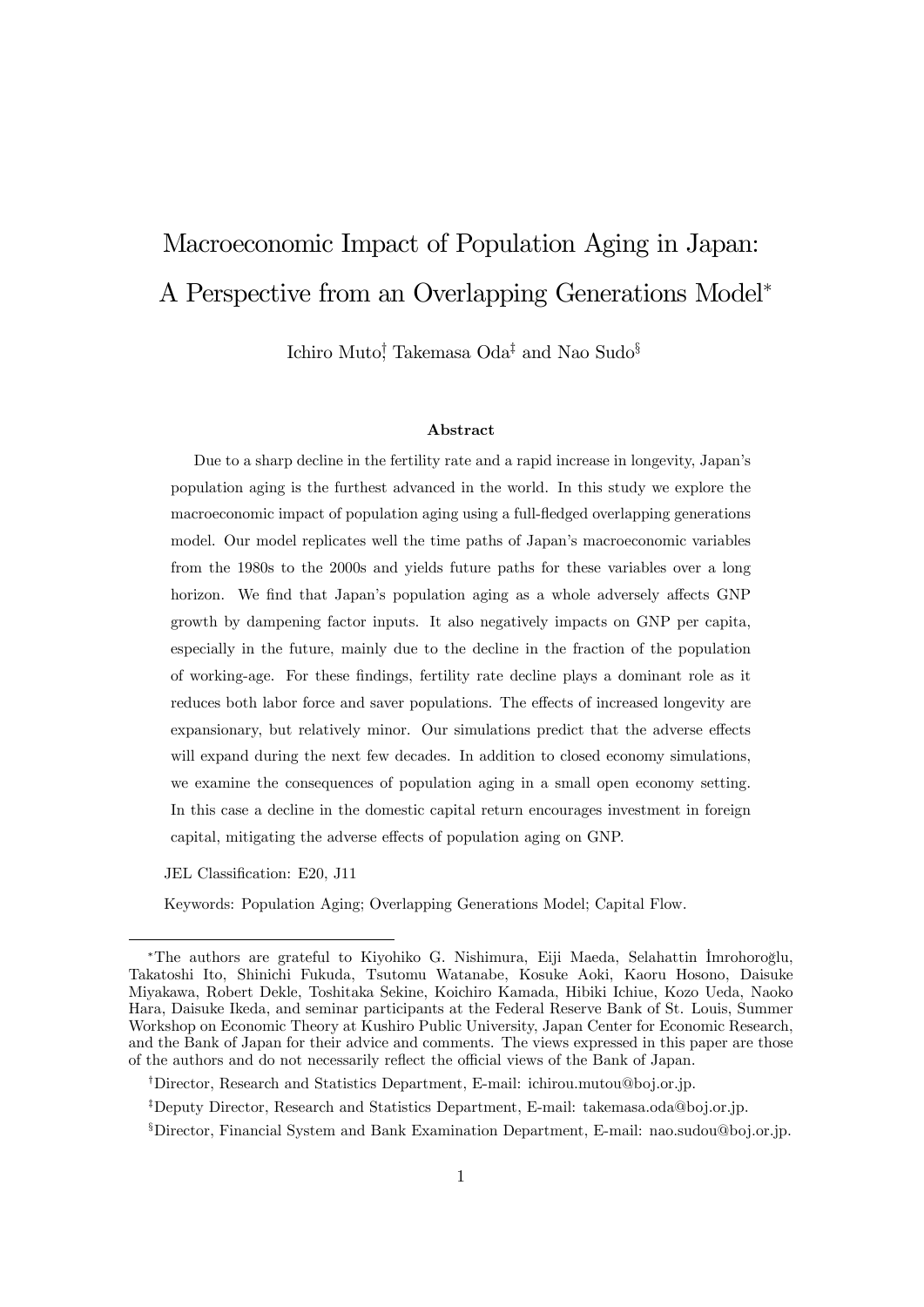# Macroeconomic Impact of Population Aging in Japan: A Perspective from an Overlapping Generations Model*

Ichiro Muto[†], Takemasa Oda[‡] and Nao Sudo[§]

### Abstract

Due to a sharp decline in the fertility rate and a rapid increase in longevity, Japan's population aging is the furthest advanced in the world. In this study we explore the macroeconomic impact of population aging using a full-fledged overlapping generations model. Our model replicates well the time paths of Japan's macroeconomic variables from the 1980s to the 2000s and yields future paths for these variables over a long horizon. We find that Japan's population aging as a whole adversely affects GNP growth by dampening factor inputs. It also negatively impacts on GNP per capita, especially in the future, mainly due to the decline in the fraction of the population of working-age. For these findings, fertility rate decline plays a dominant role as it reduces both labor force and saver populations. The effects of increased longevity are expansionary, but relatively minor. Our simulations predict that the adverse effects will expand during the next few decades. In addition to closed economy simulations, we examine the consequences of population aging in a small open economy setting. In this case a decline in the domestic capital return encourages investment in foreign capital, mitigating the adverse effects of population aging on GNP.

JEL Classification: E20, J11

Keywords: Population Aging; Overlapping Generations Model; Capital Flow.

---

*The authors are grateful to Kiyohiko G. Nishimura, Eiji Maeda, Selahattin İmrohoroğlu, Takatoshi Ito, Shinichi Fukuda, Tsutomu Watanabe, Kosuke Aoki, Kaoru Hosono, Daisuke Miyakawa, Robert Dekle, Toshitaka Sekine, Koichiro Kamada, Hibiki Ichiue, Kozo Ueda, Naoko Hara, Daisuke Ikeda, and seminar participants at the Federal Reserve Bank of St. Louis, Summer Workshop on Economic Theory at Kushiro Public University, Japan Center for Economic Research, and the Bank of Japan for their advice and comments. The views expressed in this paper are those of the authors and do not necessarily reflect the official views of the Bank of Japan.

[†]Director, Research and Statistics Department, E-mail: ichirou.mutou@boj.or.jp.

[‡]Deputy Director, Research and Statistics Department, E-mail: takemasa.oda@boj.or.jp.

[§]Director, Financial System and Bank Examination Department, E-mail: nao.sudou@boj.or.jp.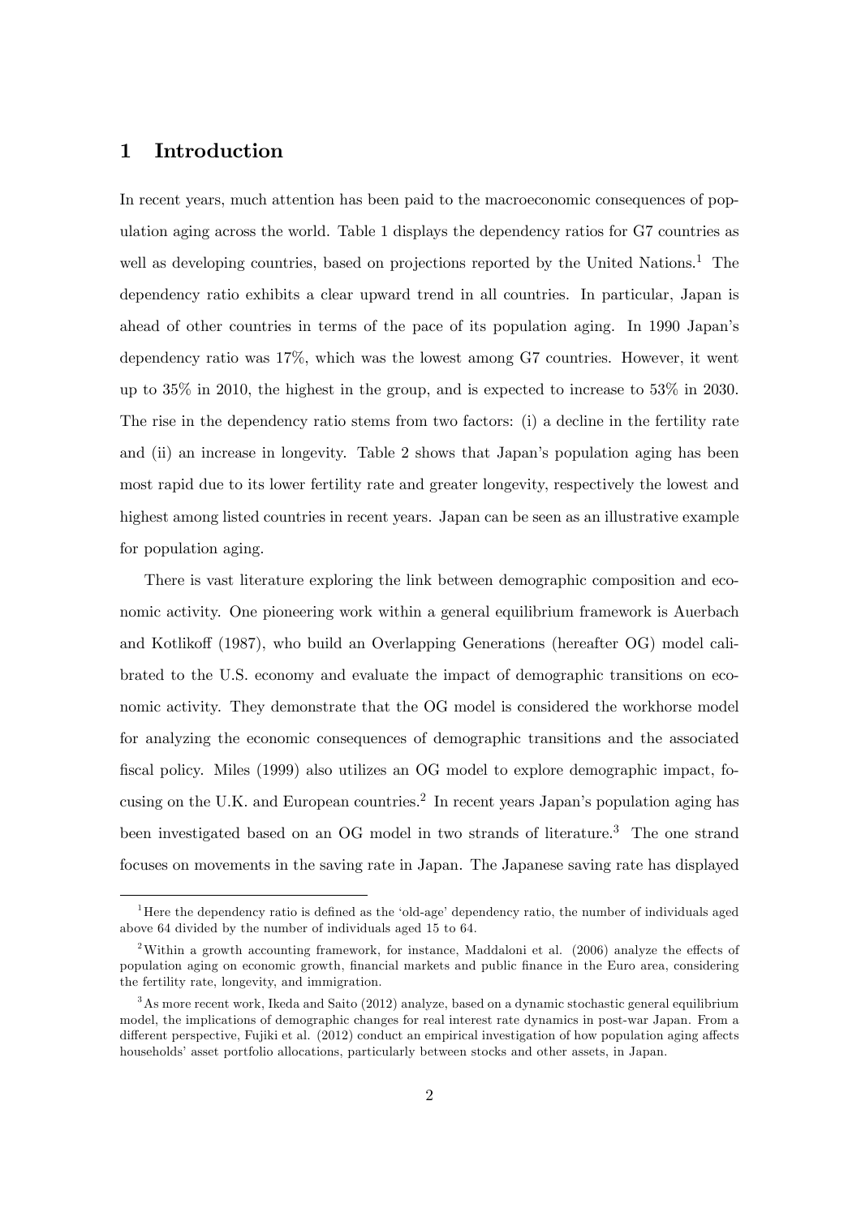## 1 Introduction

In recent years, much attention has been paid to the macroeconomic consequences of population aging across the world. Table 1 displays the dependency ratios for G7 countries as well as developing countries, based on projections reported by the United Nations.[1] The dependency ratio exhibits a clear upward trend in all countries. In particular, Japan is ahead of other countries in terms of the pace of its population aging. In 1990 Japan's dependency ratio was 17%, which was the lowest among G7 countries. However, it went up to 35% in 2010, the highest in the group, and is expected to increase to 53% in 2030. The rise in the dependency ratio stems from two factors: (i) a decline in the fertility rate and (ii) an increase in longevity. Table 2 shows that Japan's population aging has been most rapid due to its lower fertility rate and greater longevity, respectively the lowest and highest among listed countries in recent years. Japan can be seen as an illustrative example for population aging.

There is vast literature exploring the link between demographic composition and economic activity. One pioneering work within a general equilibrium framework is Auerbach and Kotlikoff (1987), who build an Overlapping Generations (hereafter OG) model calibrated to the U.S. economy and evaluate the impact of demographic transitions on economic activity. They demonstrate that the OG model is considered the workhorse model for analyzing the economic consequences of demographic transitions and the associated fiscal policy. Miles (1999) also utilizes an OG model to explore demographic impact, focusing on the U.K. and European countries.[2] In recent years Japan's population aging has been investigated based on an OG model in two strands of literature.[3] The one strand focuses on movements in the saving rate in Japan. The Japanese saving rate has displayed

[1] Here the dependency ratio is defined as the 'old-age' dependency ratio, the number of individuals aged above 64 divided by the number of individuals aged 15 to 64.

[2] Within a growth accounting framework, for instance, Maddaloni et al. (2006) analyze the effects of population aging on economic growth, financial markets and public finance in the Euro area, considering the fertility rate, longevity, and immigration.

[3] As more recent work, Ikeda and Saito (2012) analyze, based on a dynamic stochastic general equilibrium model, the implications of demographic changes for real interest rate dynamics in post-war Japan. From a different perspective, Fujiki et al. (2012) conduct an empirical investigation of how population aging affects households' asset portfolio allocations, particularly between stocks and other assets, in Japan.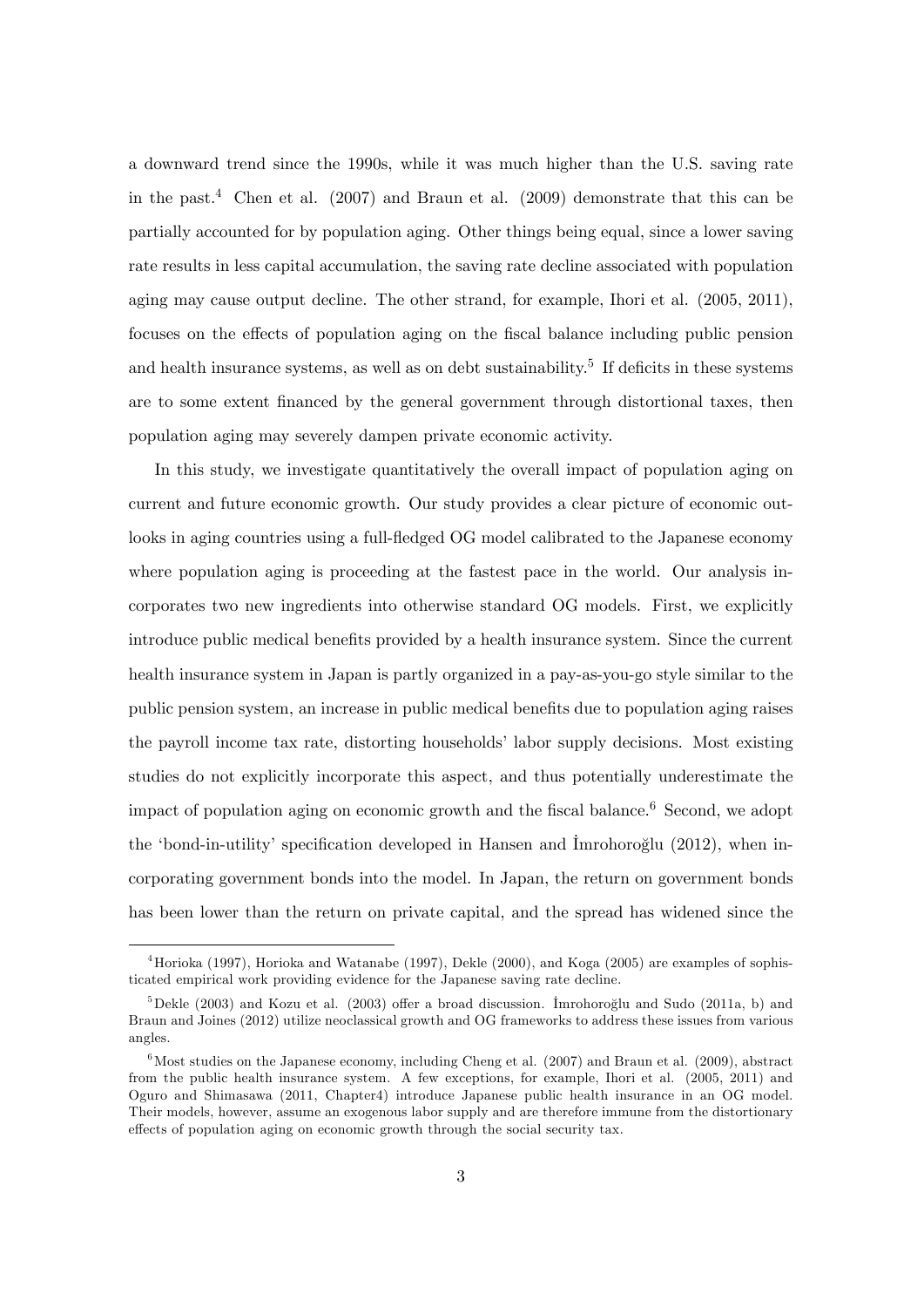a downward trend since the 1990s, while it was much higher than the U.S. saving rate in the past.[4] Chen et al. (2007) and Braun et al. (2009) demonstrate that this can be partially accounted for by population aging. Other things being equal, since a lower saving rate results in less capital accumulation, the saving rate decline associated with population aging may cause output decline. The other strand, for example, Ihori et al. (2005, 2011), focuses on the effects of population aging on the fiscal balance including public pension and health insurance systems, as well as on debt sustainability.[5] If deficits in these systems are to some extent financed by the general government through distortional taxes, then population aging may severely dampen private economic activity.

In this study, we investigate quantitatively the overall impact of population aging on current and future economic growth. Our study provides a clear picture of economic outlooks in aging countries using a full-fledged OG model calibrated to the Japanese economy where population aging is proceeding at the fastest pace in the world. Our analysis incorporates two new ingredients into otherwise standard OG models. First, we explicitly introduce public medical benefits provided by a health insurance system. Since the current health insurance system in Japan is partly organized in a pay-as-you-go style similar to the public pension system, an increase in public medical benefits due to population aging raises the payroll income tax rate, distorting households' labor supply decisions. Most existing studies do not explicitly incorporate this aspect, and thus potentially underestimate the impact of population aging on economic growth and the fiscal balance.[6] Second, we adopt the 'bond-in-utility' specification developed in Hansen and İmrohoroğlu (2012), when incorporating government bonds into the model. In Japan, the return on government bonds has been lower than the return on private capital, and the spread has widened since the

---

[4] Horioka (1997), Horioka and Watanabe (1997), Dekle (2000), and Koga (2005) are examples of sophisticated empirical work providing evidence for the Japanese saving rate decline.

[5] Dekle (2003) and Kozu et al. (2003) offer a broad discussion. İmrohoroğlu and Sudo (2011a, b) and Braun and Joines (2012) utilize neoclassical growth and OG frameworks to address these issues from various angles.

[6] Most studies on the Japanese economy, including Cheng et al. (2007) and Braun et al. (2009), abstract from the public health insurance system. A few exceptions, for example, Ihori et al. (2005, 2011) and Oguro and Shimasawa (2011, Chapter4) introduce Japanese public health insurance in an OG model. Their models, however, assume an exogenous labor supply and are therefore immune from the distortionary effects of population aging on economic growth through the social security tax.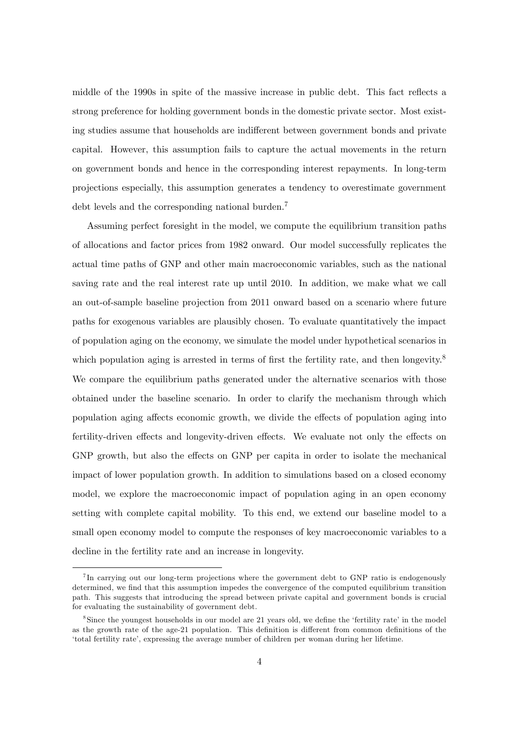middle of the 1990s in spite of the massive increase in public debt. This fact reflects a strong preference for holding government bonds in the domestic private sector. Most existing studies assume that households are indifferent between government bonds and private capital. However, this assumption fails to capture the actual movements in the return on government bonds and hence in the corresponding interest repayments. In long-term projections especially, this assumption generates a tendency to overestimate government debt levels and the corresponding national burden.[7]

Assuming perfect foresight in the model, we compute the equilibrium transition paths of allocations and factor prices from 1982 onward. Our model successfully replicates the actual time paths of GNP and other main macroeconomic variables, such as the national saving rate and the real interest rate up until 2010. In addition, we make what we call an out-of-sample baseline projection from 2011 onward based on a scenario where future paths for exogenous variables are plausibly chosen. To evaluate quantitatively the impact of population aging on the economy, we simulate the model under hypothetical scenarios in which population aging is arrested in terms of first the fertility rate, and then longevity.[8] We compare the equilibrium paths generated under the alternative scenarios with those obtained under the baseline scenario. In order to clarify the mechanism through which population aging affects economic growth, we divide the effects of population aging into fertility-driven effects and longevity-driven effects. We evaluate not only the effects on GNP growth, but also the effects on GNP per capita in order to isolate the mechanical impact of lower population growth. In addition to simulations based on a closed economy model, we explore the macroeconomic impact of population aging in an open economy setting with complete capital mobility. To this end, we extend our baseline model to a small open economy model to compute the responses of key macroeconomic variables to a decline in the fertility rate and an increase in longevity.

[7] In carrying out our long-term projections where the government debt to GNP ratio is endogenously determined, we find that this assumption impedes the convergence of the computed equilibrium transition path. This suggests that introducing the spread between private capital and government bonds is crucial for evaluating the sustainability of government debt.

[8] Since the youngest households in our model are 21 years old, we define the 'fertility rate' in the model as the growth rate of the age-21 population. This definition is different from common definitions of the 'total fertility rate', expressing the average number of children per woman during her lifetime.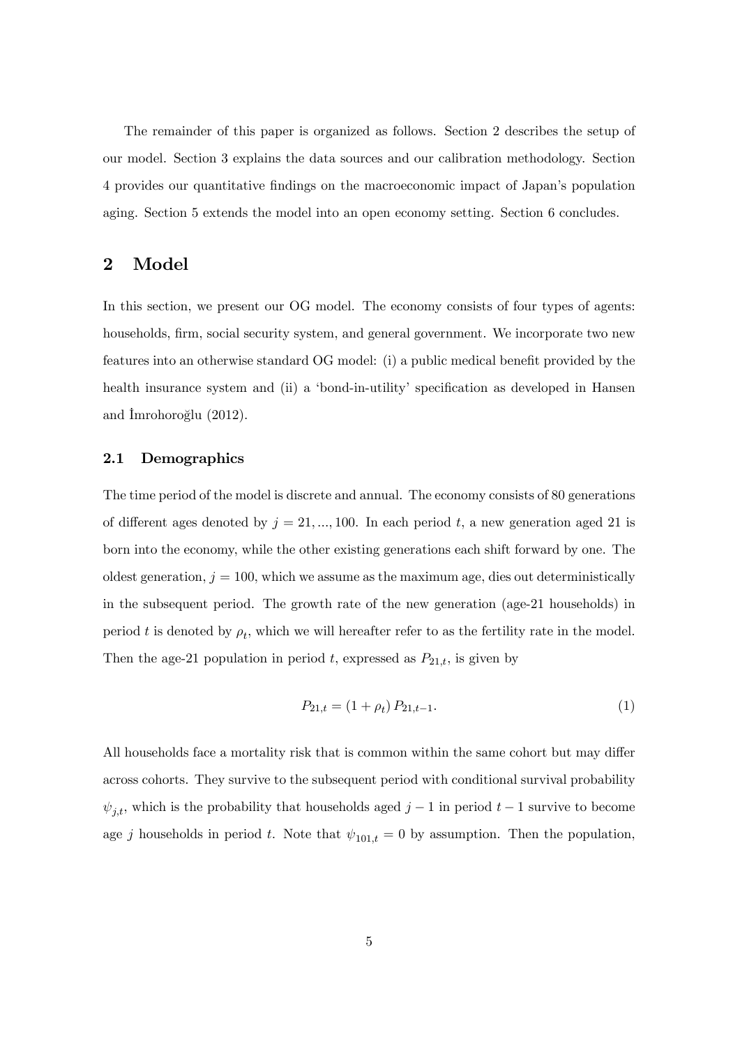The remainder of this paper is organized as follows. Section 2 describes the setup of our model. Section 3 explains the data sources and our calibration methodology. Section 4 provides our quantitative findings on the macroeconomic impact of Japan's population aging. Section 5 extends the model into an open economy setting. Section 6 concludes.

## 2 Model

In this section, we present our OG model. The economy consists of four types of agents: households, firm, social security system, and general government. We incorporate two new features into an otherwise standard OG model: (i) a public medical benefit provided by the health insurance system and (ii) a 'bond-in-utility' specification as developed in Hansen and İmrohoroğlu (2012).

### 2.1 Demographics

The time period of the model is discrete and annual. The economy consists of 80 generations of different ages denoted by $j = 21, ..., 100$. In each period $t$, a new generation aged 21 is born into the economy, while the other existing generations each shift forward by one. The oldest generation, $j = 100$, which we assume as the maximum age, dies out deterministically in the subsequent period. The growth rate of the new generation (age-21 households) in period $t$ is denoted by $\rho_t$, which we will hereafter refer to as the fertility rate in the model. Then the age-21 population in period $t$, expressed as $P_{21,t}$, is given by

$$P_{21,t} = (1 + \rho_t) P_{21,t-1}. \tag{1}$$

All households face a mortality risk that is common within the same cohort but may differ across cohorts. They survive to the subsequent period with conditional survival probability $\psi_{j,t}$, which is the probability that households aged $j - 1$ in period $t - 1$ survive to become age $j$ households in period $t$. Note that $\psi_{101,t} = 0$ by assumption. Then the population,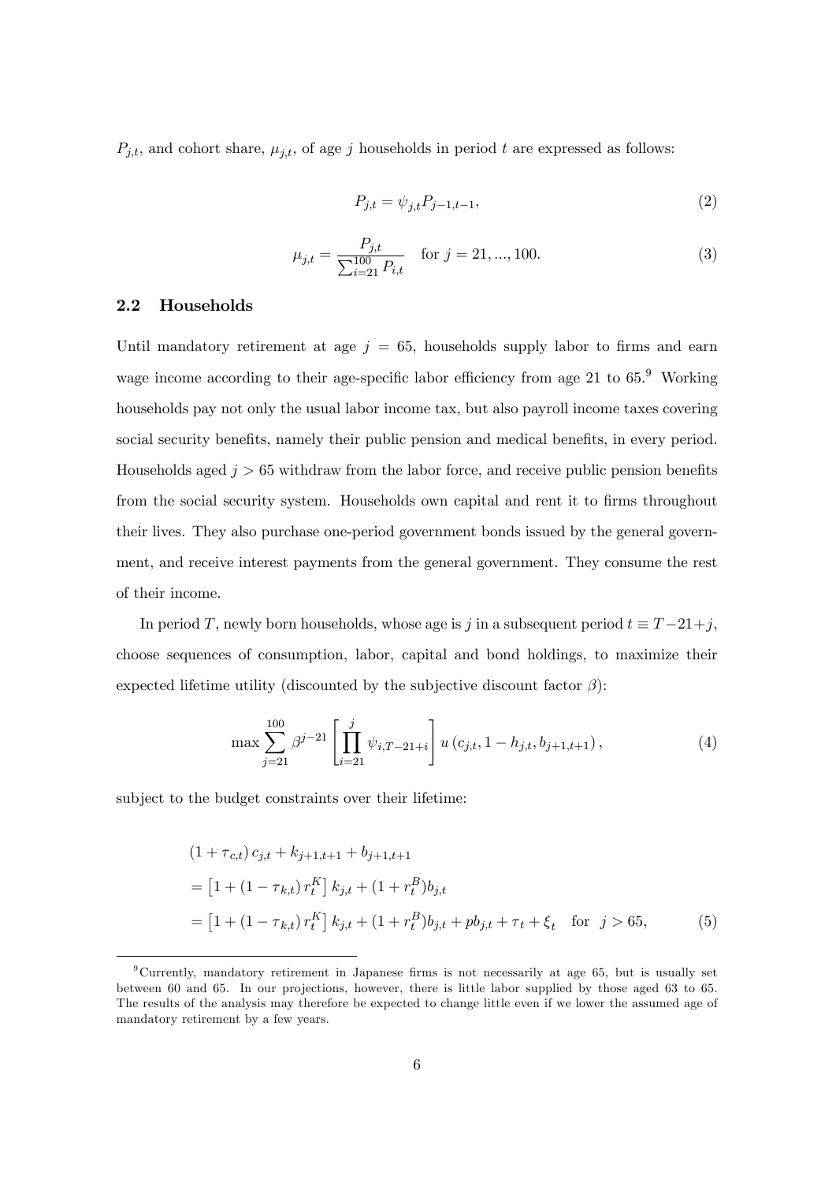$P_{j,t}$, and cohort share, $\mu_{j,t}$, of age $j$ households in period $t$ are expressed as follows:

$$P_{j,t} = \psi_{j,t} P_{j-1,t-1}, \tag{2}$$

$$\mu_{j,t} = \frac{P_{j,t}}{\sum_{i=21}^{100} P_{i,t}} \quad \text{for } j = 21, ..., 100. \tag{3}$$

### 2.2 Households

Until mandatory retirement at age $j = 65$, households supply labor to firms and earn wage income according to their age-specific labor efficiency from age 21 to 65.[9] Working households pay not only the usual labor income tax, but also payroll income taxes covering social security benefits, namely their public pension and medical benefits, in every period. Households aged $j > 65$ withdraw from the labor force, and receive public pension benefits from the social security system. Households own capital and rent it to firms throughout their lives. They also purchase one-period government bonds issued by the general government, and receive interest payments from the general government. They consume the rest of their income.

In period $T$, newly born households, whose age is $j$ in a subsequent period $t \equiv T - 21 + j$, choose sequences of consumption, labor, capital and bond holdings, to maximize their expected lifetime utility (discounted by the subjective discount factor $\beta$):

$$\max \sum_{j=21}^{100} \beta^{j-21} \left[ \prod_{i=21}^{j} \psi_{i,T-21+i} \right] u\left(c_{j,t}, 1 - h_{j,t}, b_{j+1,t+1}\right), \tag{4}$$

subject to the budget constraints over their lifetime:

$$\begin{aligned}
&(1 + \tau_{c,t})\, c_{j,t} + k_{j+1,t+1} + b_{j+1,t+1} \\
&= \left[1 + (1 - \tau_{k,t})\, r_t^K\right] k_{j,t} + (1 + r_t^B) b_{j,t} \\
&= \left[1 + (1 - \tau_{k,t})\, r_t^K\right] k_{j,t} + (1 + r_t^B) b_{j,t} + pb_{j,t} + \tau_t + \xi_t \quad \text{for } \ j > 65,
\end{aligned} \tag{5}$$

[9] Currently, mandatory retirement in Japanese firms is not necessarily at age 65, but is usually set between 60 and 65. In our projections, however, there is little labor supplied by those aged 63 to 65. The results of the analysis may therefore be expected to change little even if we lower the assumed age of mandatory retirement by a few years.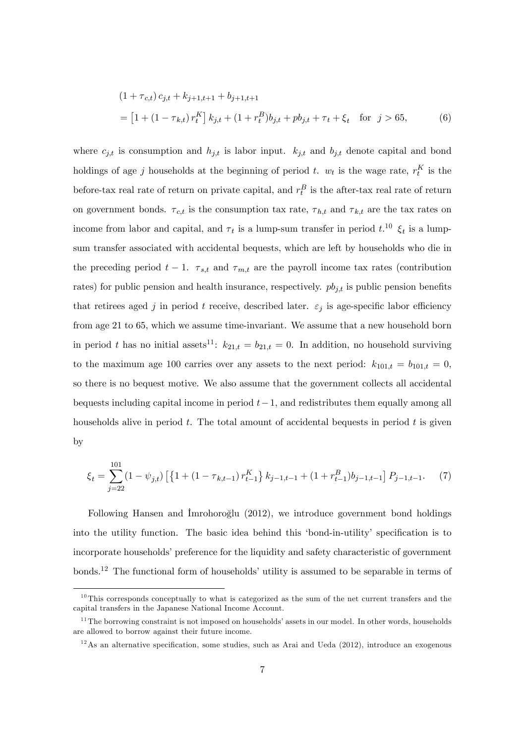$$
\begin{aligned}
&(1+\tau_{c,t})\, c_{j,t} + k_{j+1,t+1} + b_{j+1,t+1} \\
&= \left[1 + (1-\tau_{k,t})\, r_t^K\right] k_{j,t} + (1+r_t^B) b_{j,t} + pb_{j,t} + \tau_t + \xi_t \quad \text{for} \quad j > 65,
\end{aligned} \tag{6}
$$

where $c_{j,t}$ is consumption and $h_{j,t}$ is labor input. $k_{j,t}$ and $b_{j,t}$ denote capital and bond holdings of age $j$ households at the beginning of period $t$. $w_t$ is the wage rate, $r_t^K$ is the before-tax real rate of return on private capital, and $r_t^B$ is the after-tax real rate of return on government bonds. $\tau_{c,t}$ is the consumption tax rate, $\tau_{h,t}$ and $\tau_{k,t}$ are the tax rates on income from labor and capital, and $\tau_t$ is a lump-sum transfer in period $t$.[10] $\xi_t$ is a lump-sum transfer associated with accidental bequests, which are left by households who die in the preceding period $t-1$. $\tau_{s,t}$ and $\tau_{m,t}$ are the payroll income tax rates (contribution rates) for public pension and health insurance, respectively. $pb_{j,t}$ is public pension benefits that retirees aged $j$ in period $t$ receive, described later. $\varepsilon_j$ is age-specific labor efficiency from age 21 to 65, which we assume time-invariant. We assume that a new household born in period $t$ has no initial assets[11]: $k_{21,t} = b_{21,t} = 0$. In addition, no household surviving to the maximum age 100 carries over any assets to the next period: $k_{101,t} = b_{101,t} = 0$, so there is no bequest motive. We also assume that the government collects all accidental bequests including capital income in period $t-1$, and redistributes them equally among all households alive in period $t$. The total amount of accidental bequests in period $t$ is given by

$$
\xi_t = \sum_{j=22}^{101} (1-\psi_{j,t}) \left[\left\{1 + (1-\tau_{k,t-1})\, r_{t-1}^K\right\} k_{j-1,t-1} + (1+r_{t-1}^B) b_{j-1,t-1}\right] P_{j-1,t-1}. \tag{7}
$$

Following Hansen and İmrohoroğlu (2012), we introduce government bond holdings into the utility function. The basic idea behind this 'bond-in-utility' specification is to incorporate households' preference for the liquidity and safety characteristic of government bonds.[12] The functional form of households' utility is assumed to be separable in terms of

---

[10] This corresponds conceptually to what is categorized as the sum of the net current transfers and the capital transfers in the Japanese National Income Account.

[11] The borrowing constraint is not imposed on households' assets in our model. In other words, households are allowed to borrow against their future income.

[12] As an alternative specification, some studies, such as Arai and Ueda (2012), introduce an exogenous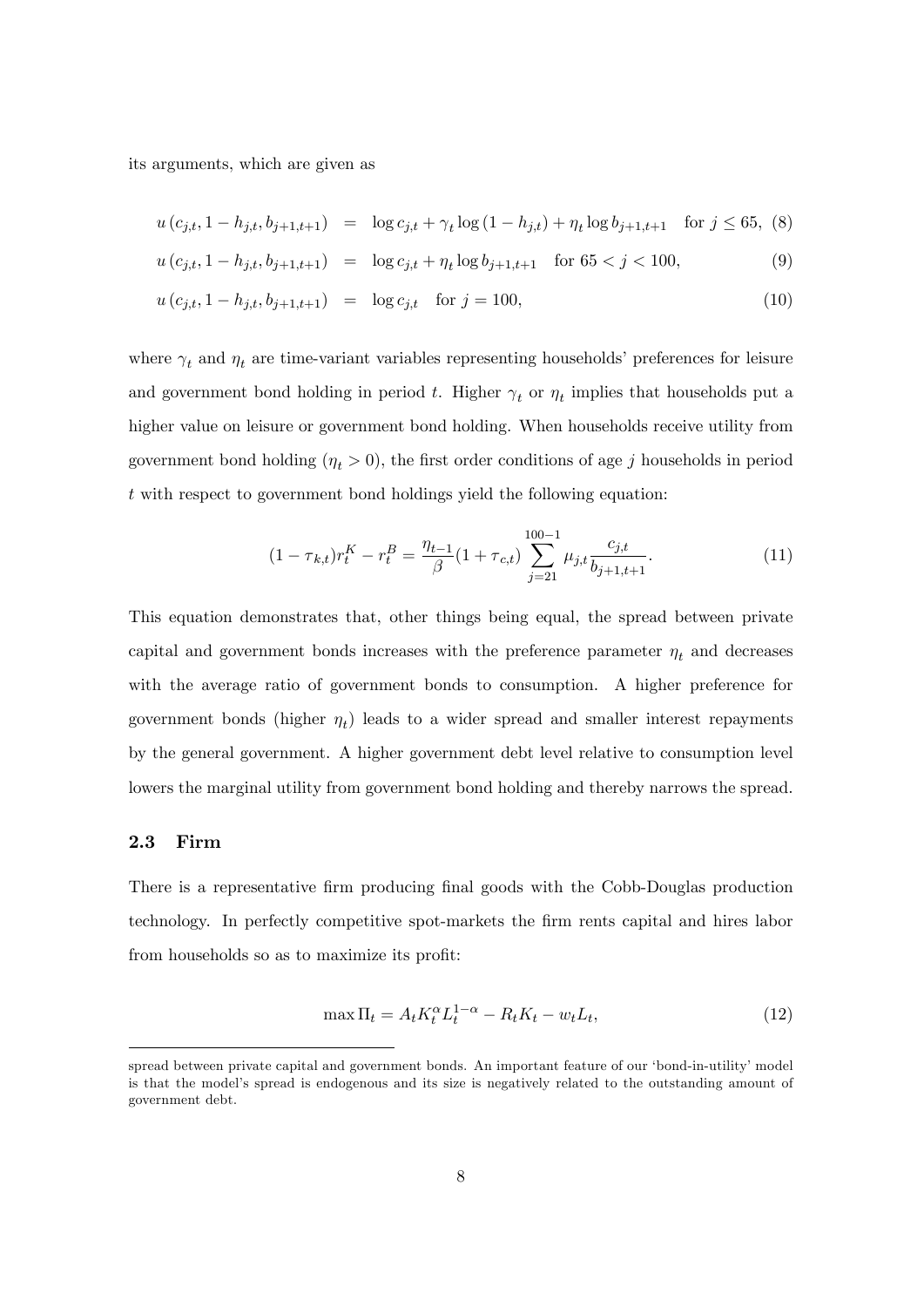its arguments, which are given as

$$u\left(c_{j,t}, 1-h_{j,t}, b_{j+1,t+1}\right) = \log c_{j,t} + \gamma_t \log\left(1-h_{j,t}\right) + \eta_t \log b_{j+1,t+1} \quad \text{for } j \leq 65, \tag{8}$$

$$u\left(c_{j,t}, 1-h_{j,t}, b_{j+1,t+1}\right) = \log c_{j,t} + \eta_t \log b_{j+1,t+1} \quad \text{for } 65 < j < 100, \tag{9}$$

$$u\left(c_{j,t}, 1-h_{j,t}, b_{j+1,t+1}\right) = \log c_{j,t} \quad \text{for } j = 100, \tag{10}$$

where $\gamma_t$ and $\eta_t$ are time-variant variables representing households' preferences for leisure and government bond holding in period $t$. Higher $\gamma_t$ or $\eta_t$ implies that households put a higher value on leisure or government bond holding. When households receive utility from government bond holding ($\eta_t > 0$), the first order conditions of age $j$ households in period $t$ with respect to government bond holdings yield the following equation:

$$(1-\tau_{k,t})r_t^K - r_t^B = \frac{\eta_{t-1}}{\beta}(1+\tau_{c,t}) \sum_{j=21}^{100-1} \mu_{j,t} \frac{c_{j,t}}{b_{j+1,t+1}}. \tag{11}$$

This equation demonstrates that, other things being equal, the spread between private capital and government bonds increases with the preference parameter $\eta_t$ and decreases with the average ratio of government bonds to consumption. A higher preference for government bonds (higher $\eta_t$) leads to a wider spread and smaller interest repayments by the general government. A higher government debt level relative to consumption level lowers the marginal utility from government bond holding and thereby narrows the spread.

### 2.3 Firm

There is a representative firm producing final goods with the Cobb-Douglas production technology. In perfectly competitive spot-markets the firm rents capital and hires labor from households so as to maximize its profit:

$$\max \Pi_t = A_t K_t^{\alpha} L_t^{1-\alpha} - R_t K_t - w_t L_t, \tag{12}$$

spread between private capital and government bonds. An important feature of our 'bond-in-utility' model is that the model's spread is endogenous and its size is negatively related to the outstanding amount of government debt.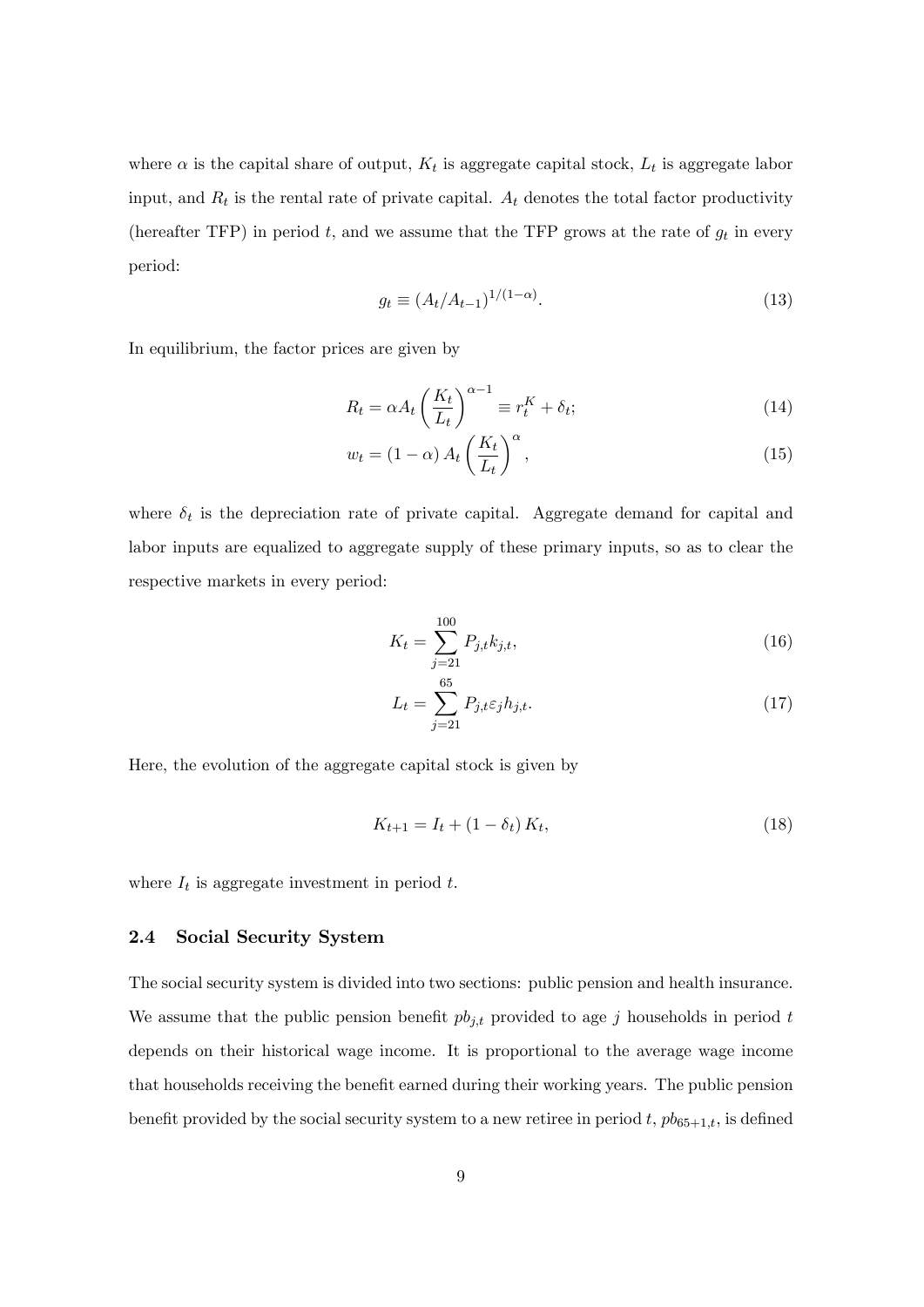where $\alpha$ is the capital share of output, $K_t$ is aggregate capital stock, $L_t$ is aggregate labor input, and $R_t$ is the rental rate of private capital. $A_t$ denotes the total factor productivity (hereafter TFP) in period $t$, and we assume that the TFP grows at the rate of $g_t$ in every period:

$$g_t \equiv (A_t / A_{t-1})^{1/(1-\alpha)}. \tag{13}$$

In equilibrium, the factor prices are given by

$$R_t = \alpha A_t \left( \frac{K_t}{L_t} \right)^{\alpha - 1} \equiv r_t^K + \delta_t; \tag{14}$$

$$w_t = (1 - \alpha) A_t \left( \frac{K_t}{L_t} \right)^{\alpha}, \tag{15}$$

where $\delta_t$ is the depreciation rate of private capital. Aggregate demand for capital and labor inputs are equalized to aggregate supply of these primary inputs, so as to clear the respective markets in every period:

$$K_t = \sum_{j=21}^{100} P_{j,t} k_{j,t}, \tag{16}$$

$$L_t = \sum_{j=21}^{65} P_{j,t} \varepsilon_j h_{j,t}. \tag{17}$$

Here, the evolution of the aggregate capital stock is given by

$$K_{t+1} = I_t + (1 - \delta_t) K_t, \tag{18}$$

where $I_t$ is aggregate investment in period $t$.

### 2.4 Social Security System

The social security system is divided into two sections: public pension and health insurance. We assume that the public pension benefit $pb_{j,t}$ provided to age $j$ households in period $t$ depends on their historical wage income. It is proportional to the average wage income that households receiving the benefit earned during their working years. The public pension benefit provided by the social security system to a new retiree in period $t$, $pb_{65+1,t}$, is defined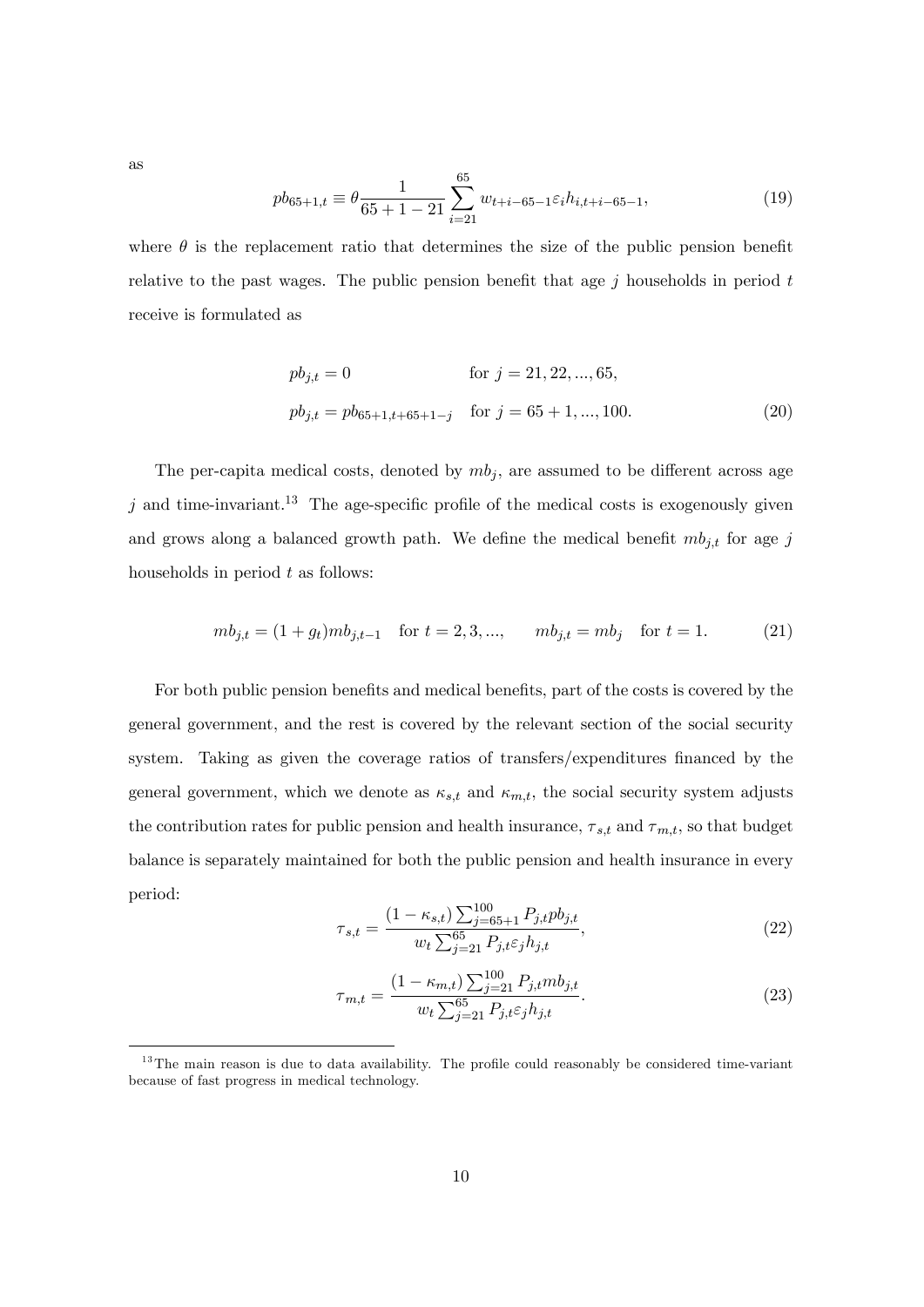as

$$pb_{65+1,t} \equiv \theta \frac{1}{65+1-21} \sum_{i=21}^{65} w_{t+i-65-1} \varepsilon_i h_{i,t+i-65-1}, \tag{19}$$

where $\theta$ is the replacement ratio that determines the size of the public pension benefit relative to the past wages. The public pension benefit that age $j$ households in period $t$ receive is formulated as

$$\begin{aligned} pb_{j,t} &= 0 && \text{for } j = 21, 22, ..., 65, \\ pb_{j,t} &= pb_{65+1,t+65+1-j} && \text{for } j = 65+1, ..., 100. \end{aligned} \tag{20}$$

The per-capita medical costs, denoted by $mb_j$, are assumed to be different across age $j$ and time-invariant.[13] The age-specific profile of the medical costs is exogenously given and grows along a balanced growth path. We define the medical benefit $mb_{j,t}$ for age $j$ households in period $t$ as follows:

$$mb_{j,t} = (1+g_t) mb_{j,t-1} \quad \text{for } t = 2, 3, ..., \qquad mb_{j,t} = mb_j \quad \text{for } t = 1. \tag{21}$$

For both public pension benefits and medical benefits, part of the costs is covered by the general government, and the rest is covered by the relevant section of the social security system. Taking as given the coverage ratios of transfers/expenditures financed by the general government, which we denote as $\kappa_{s,t}$ and $\kappa_{m,t}$, the social security system adjusts the contribution rates for public pension and health insurance, $\tau_{s,t}$ and $\tau_{m,t}$, so that budget balance is separately maintained for both the public pension and health insurance in every period:

$$\tau_{s,t} = \frac{(1-\kappa_{s,t}) \sum_{j=65+1}^{100} P_{j,t} pb_{j,t}}{w_t \sum_{j=21}^{65} P_{j,t} \varepsilon_j h_{j,t}}, \tag{22}$$

$$\tau_{m,t} = \frac{(1-\kappa_{m,t}) \sum_{j=21}^{100} P_{j,t} mb_{j,t}}{w_t \sum_{j=21}^{65} P_{j,t} \varepsilon_j h_{j,t}}. \tag{23}$$

[13] The main reason is due to data availability. The profile could reasonably be considered time-variant because of fast progress in medical technology.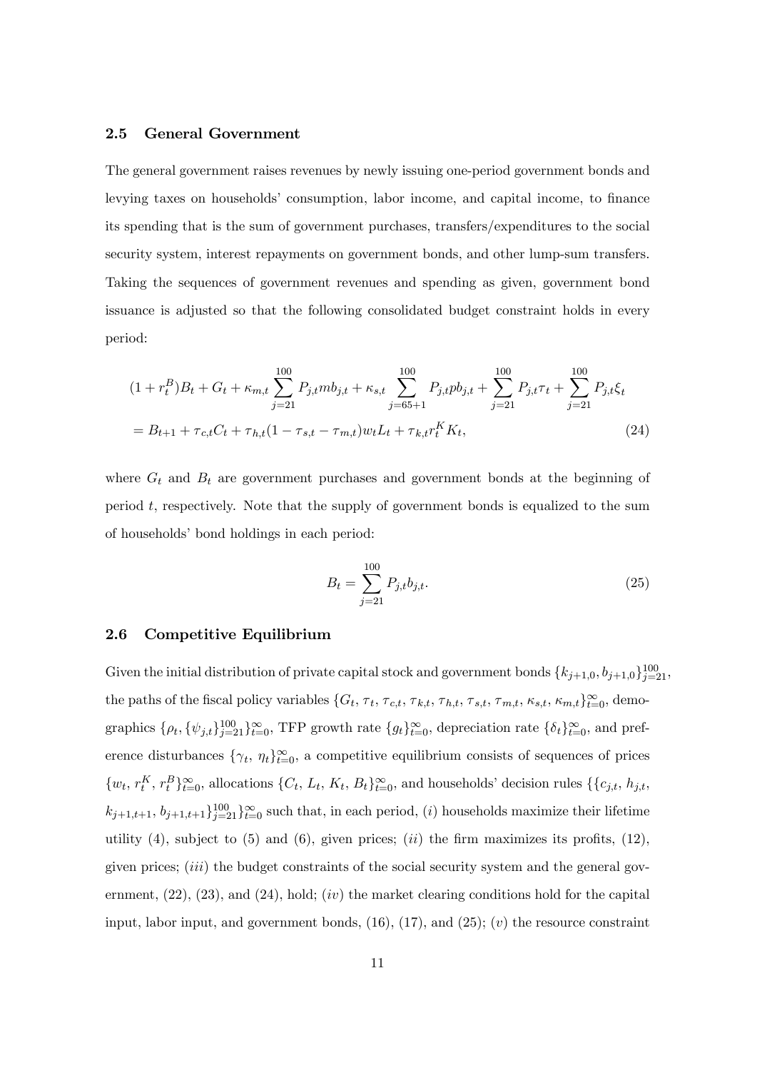### 2.5 General Government

The general government raises revenues by newly issuing one-period government bonds and levying taxes on households' consumption, labor income, and capital income, to finance its spending that is the sum of government purchases, transfers/expenditures to the social security system, interest repayments on government bonds, and other lump-sum transfers. Taking the sequences of government revenues and spending as given, government bond issuance is adjusted so that the following consolidated budget constraint holds in every period:

$$
\begin{aligned}
&(1+r_t^B)B_t + G_t + \kappa_{m,t}\sum_{j=21}^{100} P_{j,t} mb_{j,t} + \kappa_{s,t}\sum_{j=65+1}^{100} P_{j,t} pb_{j,t} + \sum_{j=21}^{100} P_{j,t}\tau_t + \sum_{j=21}^{100} P_{j,t}\xi_t \\
&= B_{t+1} + \tau_{c,t}C_t + \tau_{h,t}(1-\tau_{s,t}-\tau_{m,t})w_t L_t + \tau_{k,t} r_t^K K_t, \qquad (24)
\end{aligned}
$$

where $G_t$ and $B_t$ are government purchases and government bonds at the beginning of period $t$, respectively. Note that the supply of government bonds is equalized to the sum of households' bond holdings in each period:

$$
B_t = \sum_{j=21}^{100} P_{j,t} b_{j,t}. \qquad (25)
$$

### 2.6 Competitive Equilibrium

Given the initial distribution of private capital stock and government bonds $\{k_{j+1,0}, b_{j+1,0}\}_{j=21}^{100}$, the paths of the fiscal policy variables $\{G_t, \tau_t, \tau_{c,t}, \tau_{k,t}, \tau_{h,t}, \tau_{s,t}, \tau_{m,t}, \kappa_{s,t}, \kappa_{m,t}\}_{t=0}^{\infty}$, demographics $\{\rho_t, \{\psi_{j,t}\}_{j=21}^{100}\}_{t=0}^{\infty}$, TFP growth rate $\{g_t\}_{t=0}^{\infty}$, depreciation rate $\{\delta_t\}_{t=0}^{\infty}$, and preference disturbances $\{\gamma_t, \eta_t\}_{t=0}^{\infty}$, a competitive equilibrium consists of sequences of prices $\{w_t, r_t^K, r_t^B\}_{t=0}^{\infty}$, allocations $\{C_t, L_t, K_t, B_t\}_{t=0}^{\infty}$, and households' decision rules $\{\{c_{j,t}, h_{j,t}, k_{j+1,t+1}, b_{j+1,t+1}\}_{j=21}^{100}\}_{t=0}^{\infty}$ such that, in each period, $(i)$ households maximize their lifetime utility (4), subject to (5) and (6), given prices; $(ii)$ the firm maximizes its profits, (12), given prices; $(iii)$ the budget constraints of the social security system and the general government, (22), (23), and (24), hold; $(iv)$ the market clearing conditions hold for the capital input, labor input, and government bonds, (16), (17), and (25); $(v)$ the resource constraint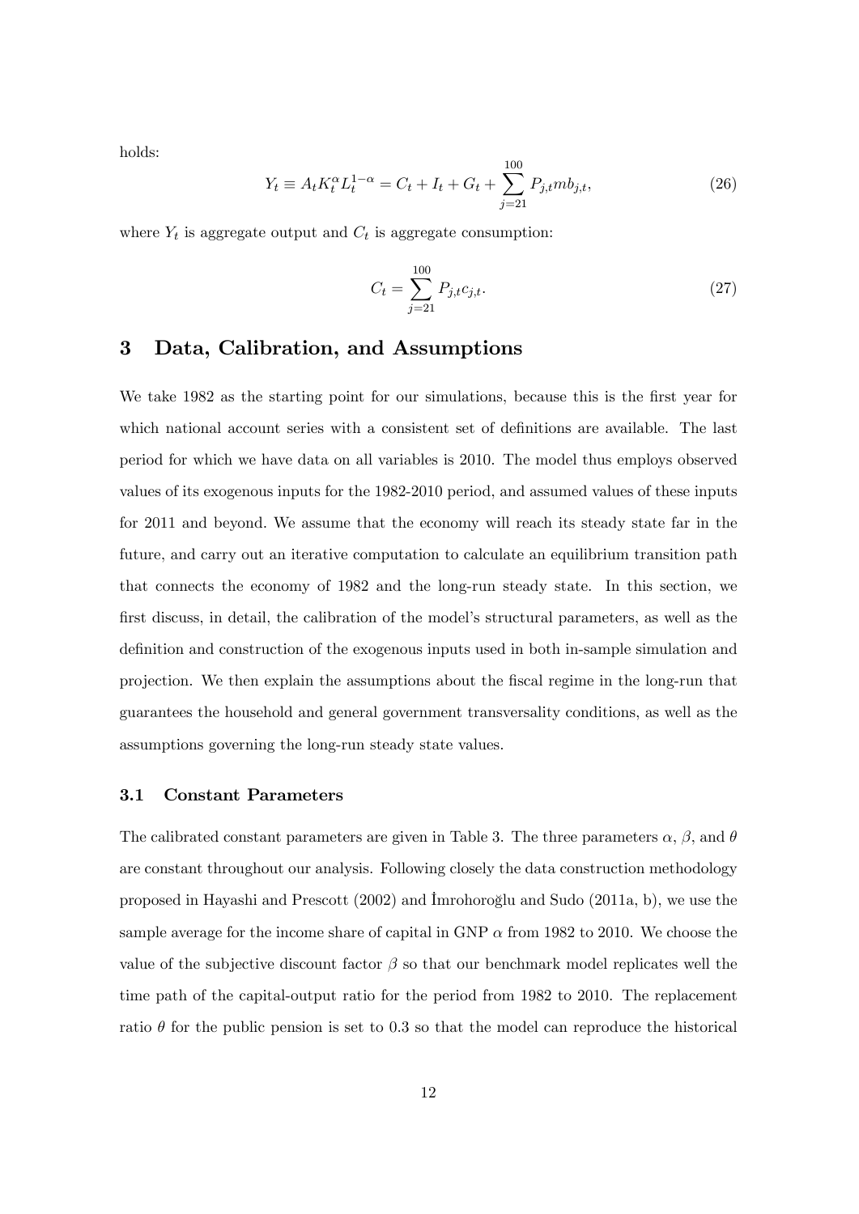holds:

$$Y_t \equiv A_t K_t^{\alpha} L_t^{1-\alpha} = C_t + I_t + G_t + \sum_{j=21}^{100} P_{j,t} mb_{j,t}, \tag{26}$$

where $Y_t$ is aggregate output and $C_t$ is aggregate consumption:

$$C_t = \sum_{j=21}^{100} P_{j,t} c_{j,t}. \tag{27}$$

## 3 Data, Calibration, and Assumptions

We take 1982 as the starting point for our simulations, because this is the first year for which national account series with a consistent set of definitions are available. The last period for which we have data on all variables is 2010. The model thus employs observed values of its exogenous inputs for the 1982-2010 period, and assumed values of these inputs for 2011 and beyond. We assume that the economy will reach its steady state far in the future, and carry out an iterative computation to calculate an equilibrium transition path that connects the economy of 1982 and the long-run steady state. In this section, we first discuss, in detail, the calibration of the model's structural parameters, as well as the definition and construction of the exogenous inputs used in both in-sample simulation and projection. We then explain the assumptions about the fiscal regime in the long-run that guarantees the household and general government transversality conditions, as well as the assumptions governing the long-run steady state values.

### 3.1 Constant Parameters

The calibrated constant parameters are given in Table 3. The three parameters $\alpha$, $\beta$, and $\theta$ are constant throughout our analysis. Following closely the data construction methodology proposed in Hayashi and Prescott (2002) and İmrohoroğlu and Sudo (2011a, b), we use the sample average for the income share of capital in GNP $\alpha$ from 1982 to 2010. We choose the value of the subjective discount factor $\beta$ so that our benchmark model replicates well the time path of the capital-output ratio for the period from 1982 to 2010. The replacement ratio $\theta$ for the public pension is set to 0.3 so that the model can reproduce the historical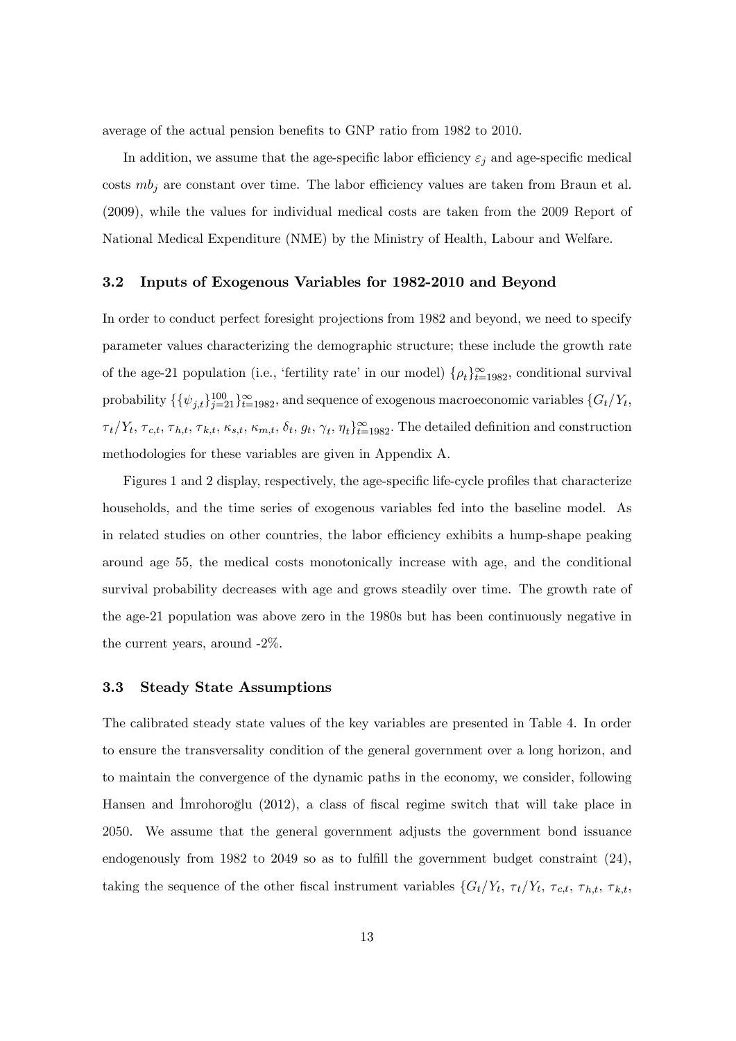average of the actual pension benefits to GNP ratio from 1982 to 2010.

In addition, we assume that the age-specific labor efficiency $\varepsilon_j$ and age-specific medical costs $mb_j$ are constant over time. The labor efficiency values are taken from Braun et al. (2009), while the values for individual medical costs are taken from the 2009 Report of National Medical Expenditure (NME) by the Ministry of Health, Labour and Welfare.

### 3.2 Inputs of Exogenous Variables for 1982-2010 and Beyond

In order to conduct perfect foresight projections from 1982 and beyond, we need to specify parameter values characterizing the demographic structure; these include the growth rate of the age-21 population (i.e., 'fertility rate' in our model) $\{\rho_t\}_{t=1982}^{\infty}$, conditional survival probability $\{\{\psi_{j,t}\}_{j=21}^{100}\}_{t=1982}^{\infty}$, and sequence of exogenous macroeconomic variables $\{G_t/Y_t$, $\tau_t/Y_t$, $\tau_{c,t}$, $\tau_{h,t}$, $\tau_{k,t}$, $\kappa_{s,t}$, $\kappa_{m,t}$, $\delta_t$, $g_t$, $\gamma_t$, $\eta_t\}_{t=1982}^{\infty}$. The detailed definition and construction methodologies for these variables are given in Appendix A.

Figures 1 and 2 display, respectively, the age-specific life-cycle profiles that characterize households, and the time series of exogenous variables fed into the baseline model. As in related studies on other countries, the labor efficiency exhibits a hump-shape peaking around age 55, the medical costs monotonically increase with age, and the conditional survival probability decreases with age and grows steadily over time. The growth rate of the age-21 population was above zero in the 1980s but has been continuously negative in the current years, around -2%.

### 3.3 Steady State Assumptions

The calibrated steady state values of the key variables are presented in Table 4. In order to ensure the transversality condition of the general government over a long horizon, and to maintain the convergence of the dynamic paths in the economy, we consider, following Hansen and İmrohoroğlu (2012), a class of fiscal regime switch that will take place in 2050. We assume that the general government adjusts the government bond issuance endogenously from 1982 to 2049 so as to fulfill the government budget constraint (24), taking the sequence of the other fiscal instrument variables $\{G_t/Y_t$, $\tau_t/Y_t$, $\tau_{c,t}$, $\tau_{h,t}$, $\tau_{k,t}$,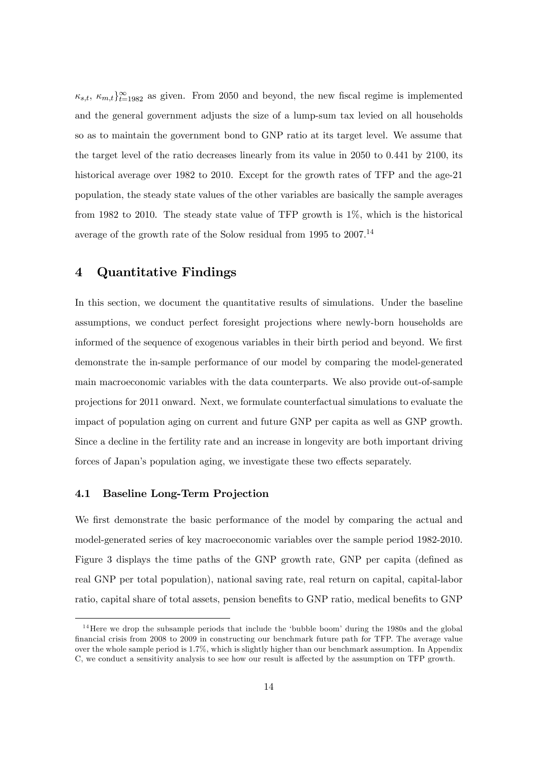$\kappa_{s,t}$, $\kappa_{m,t}\}_{t=1982}^{\infty}$ as given. From 2050 and beyond, the new fiscal regime is implemented and the general government adjusts the size of a lump-sum tax levied on all households so as to maintain the government bond to GNP ratio at its target level. We assume that the target level of the ratio decreases linearly from its value in 2050 to 0.441 by 2100, its historical average over 1982 to 2010. Except for the growth rates of TFP and the age-21 population, the steady state values of the other variables are basically the sample averages from 1982 to 2010. The steady state value of TFP growth is 1%, which is the historical average of the growth rate of the Solow residual from 1995 to 2007.[14]

## 4 Quantitative Findings

In this section, we document the quantitative results of simulations. Under the baseline assumptions, we conduct perfect foresight projections where newly-born households are informed of the sequence of exogenous variables in their birth period and beyond. We first demonstrate the in-sample performance of our model by comparing the model-generated main macroeconomic variables with the data counterparts. We also provide out-of-sample projections for 2011 onward. Next, we formulate counterfactual simulations to evaluate the impact of population aging on current and future GNP per capita as well as GNP growth. Since a decline in the fertility rate and an increase in longevity are both important driving forces of Japan's population aging, we investigate these two effects separately.

### 4.1 Baseline Long-Term Projection

We first demonstrate the basic performance of the model by comparing the actual and model-generated series of key macroeconomic variables over the sample period 1982-2010. Figure 3 displays the time paths of the GNP growth rate, GNP per capita (defined as real GNP per total population), national saving rate, real return on capital, capital-labor ratio, capital share of total assets, pension benefits to GNP ratio, medical benefits to GNP

[14] Here we drop the subsample periods that include the 'bubble boom' during the 1980s and the global financial crisis from 2008 to 2009 in constructing our benchmark future path for TFP. The average value over the whole sample period is 1.7%, which is slightly higher than our benchmark assumption. In Appendix C, we conduct a sensitivity analysis to see how our result is affected by the assumption on TFP growth.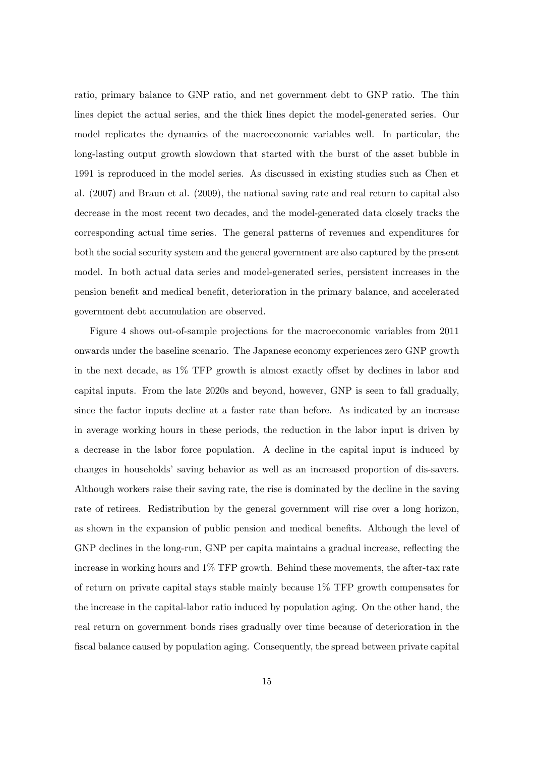ratio, primary balance to GNP ratio, and net government debt to GNP ratio. The thin lines depict the actual series, and the thick lines depict the model-generated series. Our model replicates the dynamics of the macroeconomic variables well. In particular, the long-lasting output growth slowdown that started with the burst of the asset bubble in 1991 is reproduced in the model series. As discussed in existing studies such as Chen et al. (2007) and Braun et al. (2009), the national saving rate and real return to capital also decrease in the most recent two decades, and the model-generated data closely tracks the corresponding actual time series. The general patterns of revenues and expenditures for both the social security system and the general government are also captured by the present model. In both actual data series and model-generated series, persistent increases in the pension benefit and medical benefit, deterioration in the primary balance, and accelerated government debt accumulation are observed.

Figure 4 shows out-of-sample projections for the macroeconomic variables from 2011 onwards under the baseline scenario. The Japanese economy experiences zero GNP growth in the next decade, as 1% TFP growth is almost exactly offset by declines in labor and capital inputs. From the late 2020s and beyond, however, GNP is seen to fall gradually, since the factor inputs decline at a faster rate than before. As indicated by an increase in average working hours in these periods, the reduction in the labor input is driven by a decrease in the labor force population. A decline in the capital input is induced by changes in households' saving behavior as well as an increased proportion of dis-savers. Although workers raise their saving rate, the rise is dominated by the decline in the saving rate of retirees. Redistribution by the general government will rise over a long horizon, as shown in the expansion of public pension and medical benefits. Although the level of GNP declines in the long-run, GNP per capita maintains a gradual increase, reflecting the increase in working hours and 1% TFP growth. Behind these movements, the after-tax rate of return on private capital stays stable mainly because 1% TFP growth compensates for the increase in the capital-labor ratio induced by population aging. On the other hand, the real return on government bonds rises gradually over time because of deterioration in the fiscal balance caused by population aging. Consequently, the spread between private capital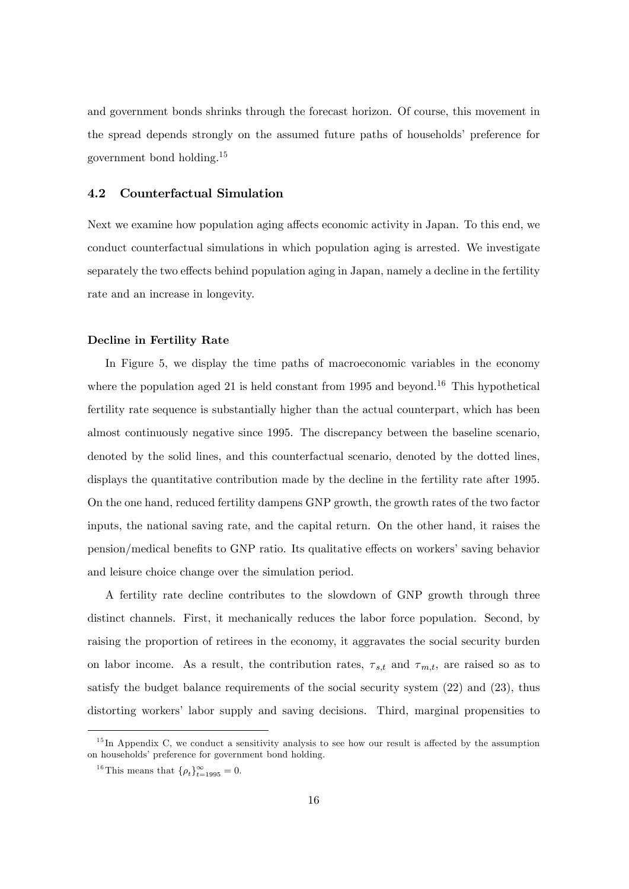and government bonds shrinks through the forecast horizon. Of course, this movement in the spread depends strongly on the assumed future paths of households' preference for government bond holding.[15]

### 4.2 Counterfactual Simulation

Next we examine how population aging affects economic activity in Japan. To this end, we conduct counterfactual simulations in which population aging is arrested. We investigate separately the two effects behind population aging in Japan, namely a decline in the fertility rate and an increase in longevity.

#### Decline in Fertility Rate

In Figure 5, we display the time paths of macroeconomic variables in the economy where the population aged 21 is held constant from 1995 and beyond.[16] This hypothetical fertility rate sequence is substantially higher than the actual counterpart, which has been almost continuously negative since 1995. The discrepancy between the baseline scenario, denoted by the solid lines, and this counterfactual scenario, denoted by the dotted lines, displays the quantitative contribution made by the decline in the fertility rate after 1995. On the one hand, reduced fertility dampens GNP growth, the growth rates of the two factor inputs, the national saving rate, and the capital return. On the other hand, it raises the pension/medical benefits to GNP ratio. Its qualitative effects on workers' saving behavior and leisure choice change over the simulation period.

A fertility rate decline contributes to the slowdown of GNP growth through three distinct channels. First, it mechanically reduces the labor force population. Second, by raising the proportion of retirees in the economy, it aggravates the social security burden on labor income. As a result, the contribution rates, $\tau_{s,t}$ and $\tau_{m,t}$, are raised so as to satisfy the budget balance requirements of the social security system (22) and (23), thus distorting workers' labor supply and saving decisions. Third, marginal propensities to

[15] In Appendix C, we conduct a sensitivity analysis to see how our result is affected by the assumption on households' preference for government bond holding.

[16] This means that $\{\rho_t\}_{t=1995}^{\infty} = 0$.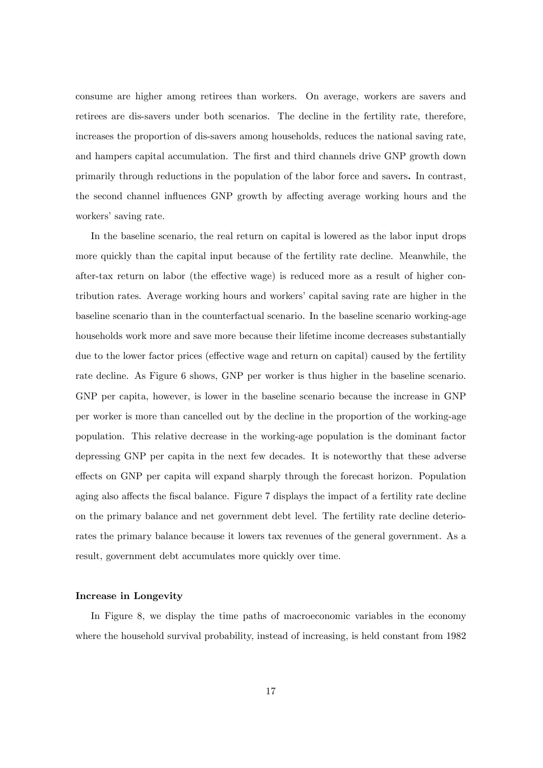consume are higher among retirees than workers. On average, workers are savers and retirees are dis-savers under both scenarios. The decline in the fertility rate, therefore, increases the proportion of dis-savers among households, reduces the national saving rate, and hampers capital accumulation. The first and third channels drive GNP growth down primarily through reductions in the population of the labor force and savers**.** In contrast, the second channel influences GNP growth by affecting average working hours and the workers' saving rate.

In the baseline scenario, the real return on capital is lowered as the labor input drops more quickly than the capital input because of the fertility rate decline. Meanwhile, the after-tax return on labor (the effective wage) is reduced more as a result of higher contribution rates. Average working hours and workers' capital saving rate are higher in the baseline scenario than in the counterfactual scenario. In the baseline scenario working-age households work more and save more because their lifetime income decreases substantially due to the lower factor prices (effective wage and return on capital) caused by the fertility rate decline. As Figure 6 shows, GNP per worker is thus higher in the baseline scenario. GNP per capita, however, is lower in the baseline scenario because the increase in GNP per worker is more than cancelled out by the decline in the proportion of the working-age population. This relative decrease in the working-age population is the dominant factor depressing GNP per capita in the next few decades. It is noteworthy that these adverse effects on GNP per capita will expand sharply through the forecast horizon. Population aging also affects the fiscal balance. Figure 7 displays the impact of a fertility rate decline on the primary balance and net government debt level. The fertility rate decline deteriorates the primary balance because it lowers tax revenues of the general government. As a result, government debt accumulates more quickly over time.

**Increase in Longevity**

In Figure 8, we display the time paths of macroeconomic variables in the economy where the household survival probability, instead of increasing, is held constant from 1982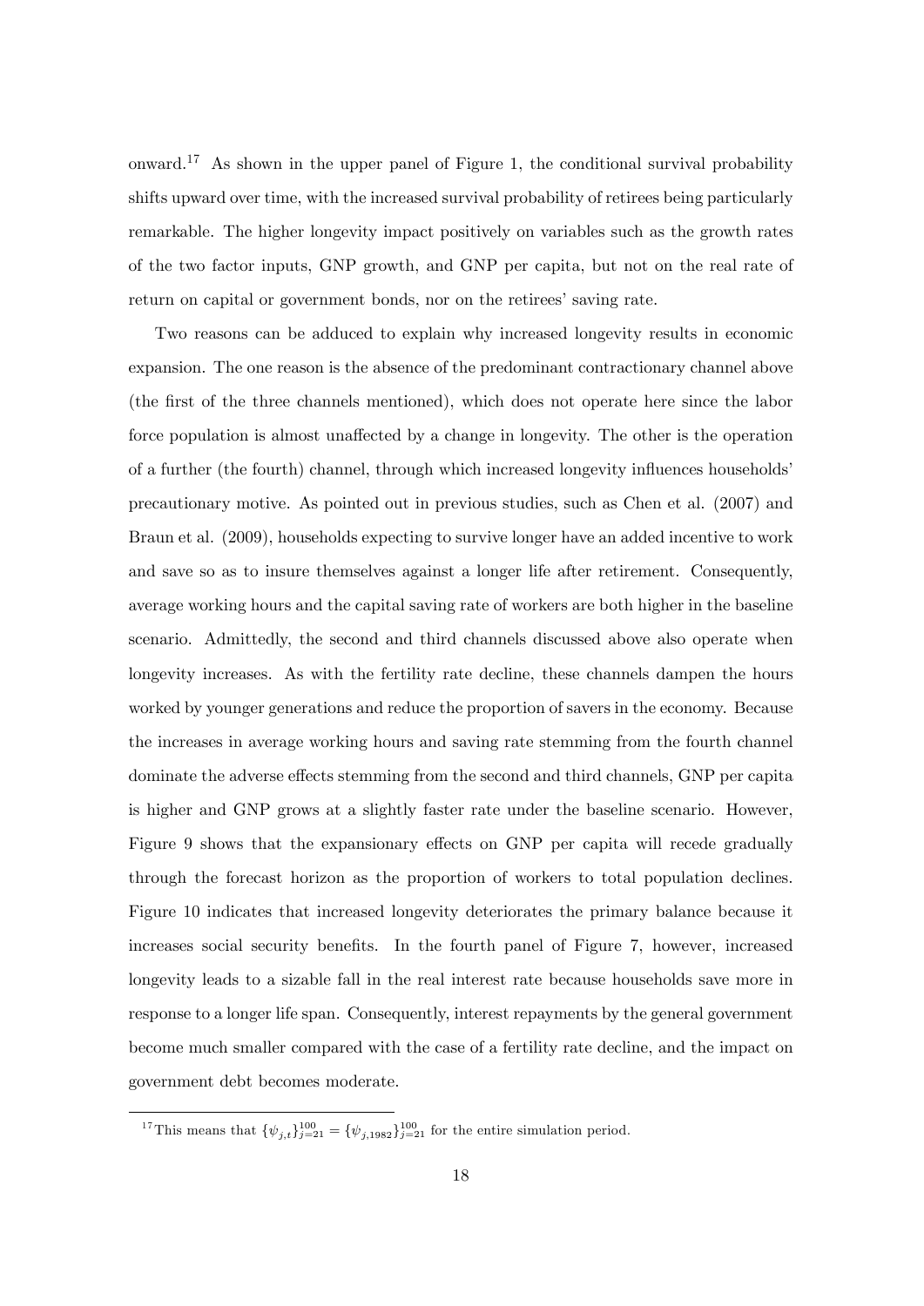onward.[17] As shown in the upper panel of Figure 1, the conditional survival probability shifts upward over time, with the increased survival probability of retirees being particularly remarkable. The higher longevity impact positively on variables such as the growth rates of the two factor inputs, GNP growth, and GNP per capita, but not on the real rate of return on capital or government bonds, nor on the retirees' saving rate.

Two reasons can be adduced to explain why increased longevity results in economic expansion. The one reason is the absence of the predominant contractionary channel above (the first of the three channels mentioned), which does not operate here since the labor force population is almost unaffected by a change in longevity. The other is the operation of a further (the fourth) channel, through which increased longevity influences households' precautionary motive. As pointed out in previous studies, such as Chen et al. (2007) and Braun et al. (2009), households expecting to survive longer have an added incentive to work and save so as to insure themselves against a longer life after retirement. Consequently, average working hours and the capital saving rate of workers are both higher in the baseline scenario. Admittedly, the second and third channels discussed above also operate when longevity increases. As with the fertility rate decline, these channels dampen the hours worked by younger generations and reduce the proportion of savers in the economy. Because the increases in average working hours and saving rate stemming from the fourth channel dominate the adverse effects stemming from the second and third channels, GNP per capita is higher and GNP grows at a slightly faster rate under the baseline scenario. However, Figure 9 shows that the expansionary effects on GNP per capita will recede gradually through the forecast horizon as the proportion of workers to total population declines. Figure 10 indicates that increased longevity deteriorates the primary balance because it increases social security benefits. In the fourth panel of Figure 7, however, increased longevity leads to a sizable fall in the real interest rate because households save more in response to a longer life span. Consequently, interest repayments by the general government become much smaller compared with the case of a fertility rate decline, and the impact on government debt becomes moderate.

---

[17] This means that $\{\psi_{j,t}\}_{j=21}^{100} = \{\psi_{j,1982}\}_{j=21}^{100}$ for the entire simulation period.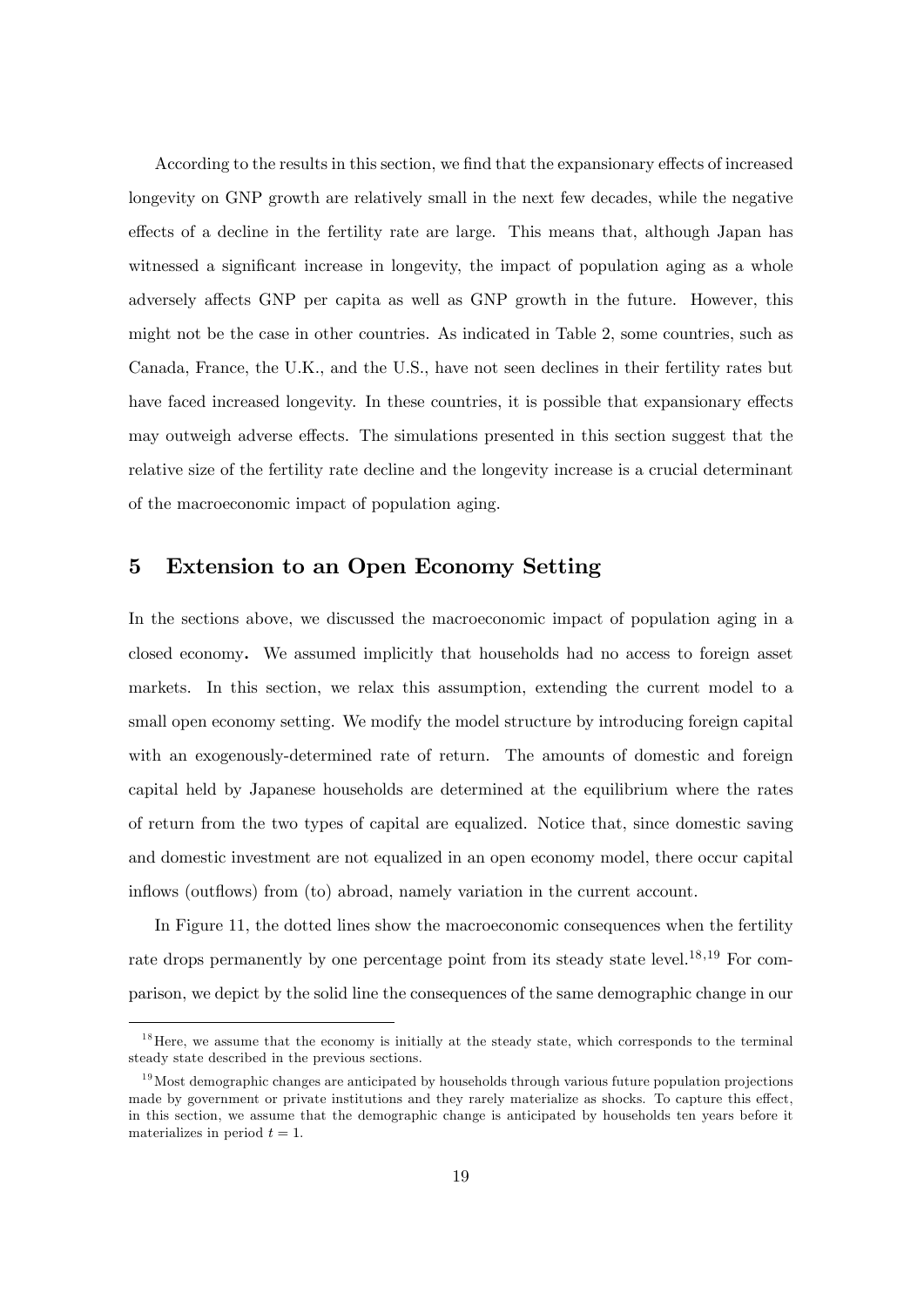According to the results in this section, we find that the expansionary effects of increased longevity on GNP growth are relatively small in the next few decades, while the negative effects of a decline in the fertility rate are large. This means that, although Japan has witnessed a significant increase in longevity, the impact of population aging as a whole adversely affects GNP per capita as well as GNP growth in the future. However, this might not be the case in other countries. As indicated in Table 2, some countries, such as Canada, France, the U.K., and the U.S., have not seen declines in their fertility rates but have faced increased longevity. In these countries, it is possible that expansionary effects may outweigh adverse effects. The simulations presented in this section suggest that the relative size of the fertility rate decline and the longevity increase is a crucial determinant of the macroeconomic impact of population aging.

## 5 Extension to an Open Economy Setting

In the sections above, we discussed the macroeconomic impact of population aging in a closed economy**.** We assumed implicitly that households had no access to foreign asset markets. In this section, we relax this assumption, extending the current model to a small open economy setting. We modify the model structure by introducing foreign capital with an exogenously-determined rate of return. The amounts of domestic and foreign capital held by Japanese households are determined at the equilibrium where the rates of return from the two types of capital are equalized. Notice that, since domestic saving and domestic investment are not equalized in an open economy model, there occur capital inflows (outflows) from (to) abroad, namely variation in the current account.

In Figure 11, the dotted lines show the macroeconomic consequences when the fertility rate drops permanently by one percentage point from its steady state level.[18,19] For comparison, we depict by the solid line the consequences of the same demographic change in our

[18] Here, we assume that the economy is initially at the steady state, which corresponds to the terminal steady state described in the previous sections.

[19] Most demographic changes are anticipated by households through various future population projections made by government or private institutions and they rarely materialize as shocks. To capture this effect, in this section, we assume that the demographic change is anticipated by households ten years before it materializes in period $t = 1$.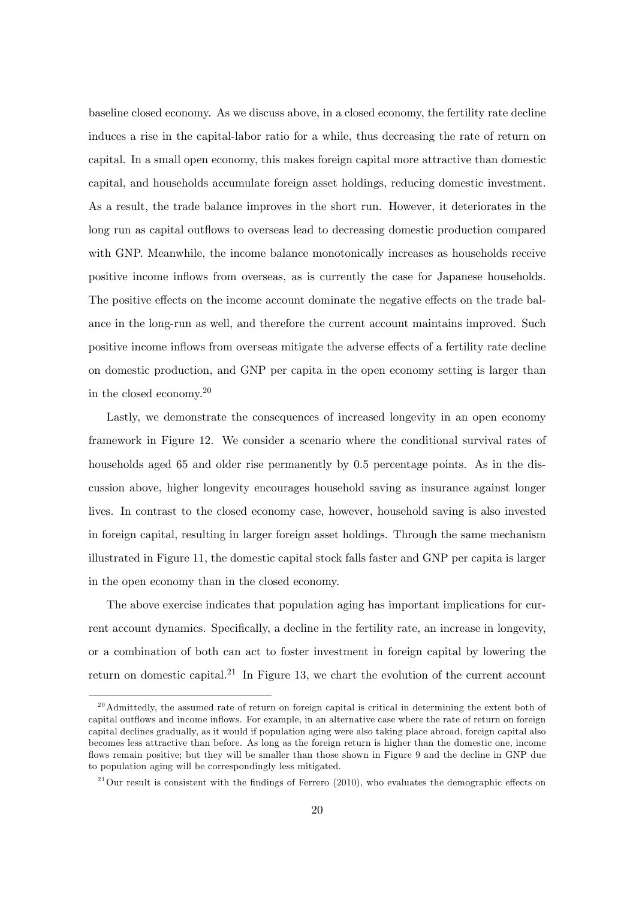baseline closed economy. As we discuss above, in a closed economy, the fertility rate decline induces a rise in the capital-labor ratio for a while, thus decreasing the rate of return on capital. In a small open economy, this makes foreign capital more attractive than domestic capital, and households accumulate foreign asset holdings, reducing domestic investment. As a result, the trade balance improves in the short run. However, it deteriorates in the long run as capital outflows to overseas lead to decreasing domestic production compared with GNP. Meanwhile, the income balance monotonically increases as households receive positive income inflows from overseas, as is currently the case for Japanese households. The positive effects on the income account dominate the negative effects on the trade balance in the long-run as well, and therefore the current account maintains improved. Such positive income inflows from overseas mitigate the adverse effects of a fertility rate decline on domestic production, and GNP per capita in the open economy setting is larger than in the closed economy.[20]

Lastly, we demonstrate the consequences of increased longevity in an open economy framework in Figure 12. We consider a scenario where the conditional survival rates of households aged 65 and older rise permanently by 0.5 percentage points. As in the discussion above, higher longevity encourages household saving as insurance against longer lives. In contrast to the closed economy case, however, household saving is also invested in foreign capital, resulting in larger foreign asset holdings. Through the same mechanism illustrated in Figure 11, the domestic capital stock falls faster and GNP per capita is larger in the open economy than in the closed economy.

The above exercise indicates that population aging has important implications for current account dynamics. Specifically, a decline in the fertility rate, an increase in longevity, or a combination of both can act to foster investment in foreign capital by lowering the return on domestic capital.[21] In Figure 13, we chart the evolution of the current account

[20] Admittedly, the assumed rate of return on foreign capital is critical in determining the extent both of capital outflows and income inflows. For example, in an alternative case where the rate of return on foreign capital declines gradually, as it would if population aging were also taking place abroad, foreign capital also becomes less attractive than before. As long as the foreign return is higher than the domestic one, income flows remain positive; but they will be smaller than those shown in Figure 9 and the decline in GNP due to population aging will be correspondingly less mitigated.

[21] Our result is consistent with the findings of Ferrero (2010), who evaluates the demographic effects on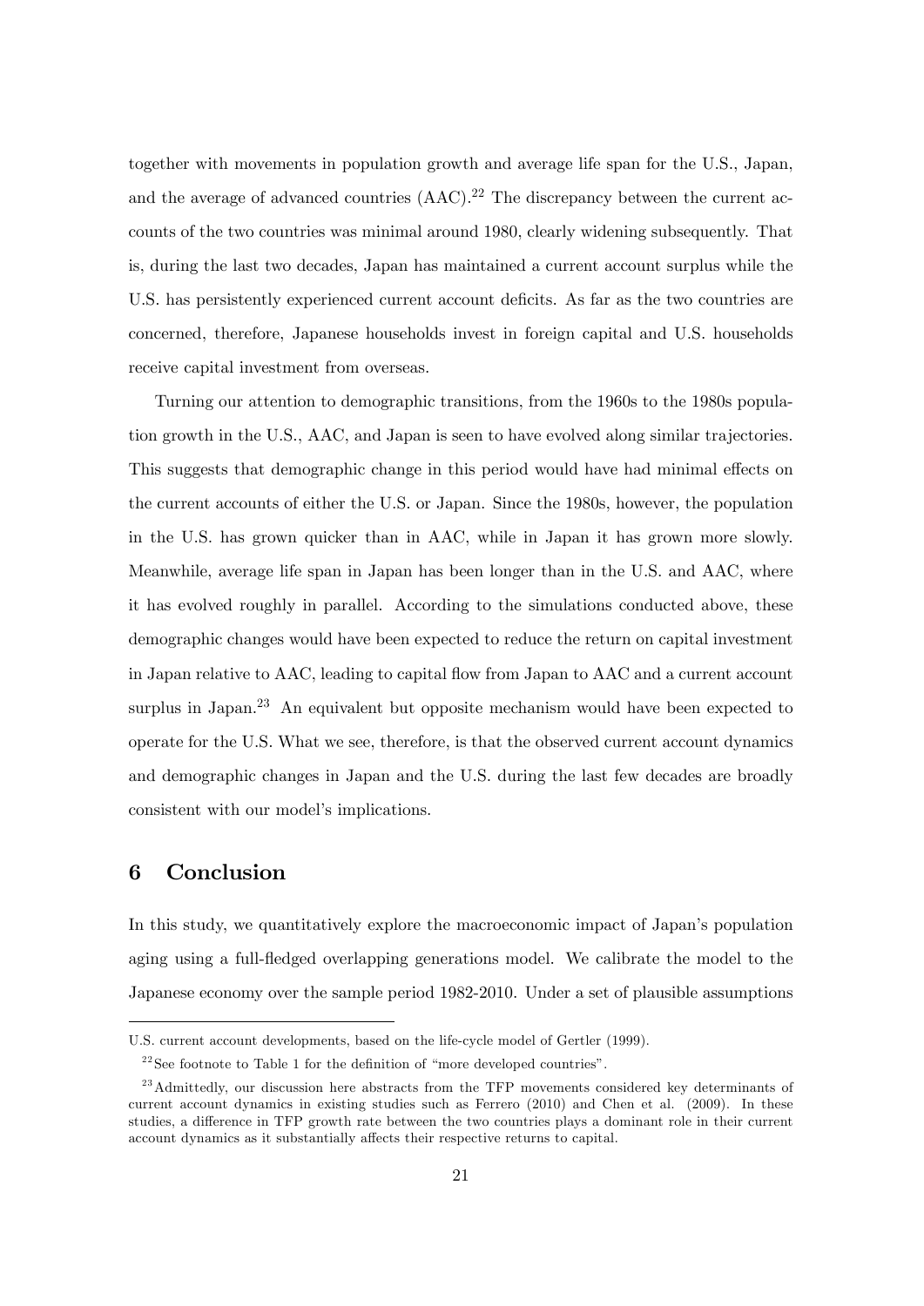together with movements in population growth and average life span for the U.S., Japan, and the average of advanced countries (AAC).[22] The discrepancy between the current accounts of the two countries was minimal around 1980, clearly widening subsequently. That is, during the last two decades, Japan has maintained a current account surplus while the U.S. has persistently experienced current account deficits. As far as the two countries are concerned, therefore, Japanese households invest in foreign capital and U.S. households receive capital investment from overseas.

Turning our attention to demographic transitions, from the 1960s to the 1980s population growth in the U.S., AAC, and Japan is seen to have evolved along similar trajectories. This suggests that demographic change in this period would have had minimal effects on the current accounts of either the U.S. or Japan. Since the 1980s, however, the population in the U.S. has grown quicker than in AAC, while in Japan it has grown more slowly. Meanwhile, average life span in Japan has been longer than in the U.S. and AAC, where it has evolved roughly in parallel. According to the simulations conducted above, these demographic changes would have been expected to reduce the return on capital investment in Japan relative to AAC, leading to capital flow from Japan to AAC and a current account surplus in Japan.[23] An equivalent but opposite mechanism would have been expected to operate for the U.S. What we see, therefore, is that the observed current account dynamics and demographic changes in Japan and the U.S. during the last few decades are broadly consistent with our model's implications.

## 6 Conclusion

In this study, we quantitatively explore the macroeconomic impact of Japan's population aging using a full-fledged overlapping generations model. We calibrate the model to the Japanese economy over the sample period 1982-2010. Under a set of plausible assumptions

---

U.S. current account developments, based on the life-cycle model of Gertler (1999).

[22] See footnote to Table 1 for the definition of "more developed countries".

[23] Admittedly, our discussion here abstracts from the TFP movements considered key determinants of current account dynamics in existing studies such as Ferrero (2010) and Chen et al. (2009). In these studies, a difference in TFP growth rate between the two countries plays a dominant role in their current account dynamics as it substantially affects their respective returns to capital.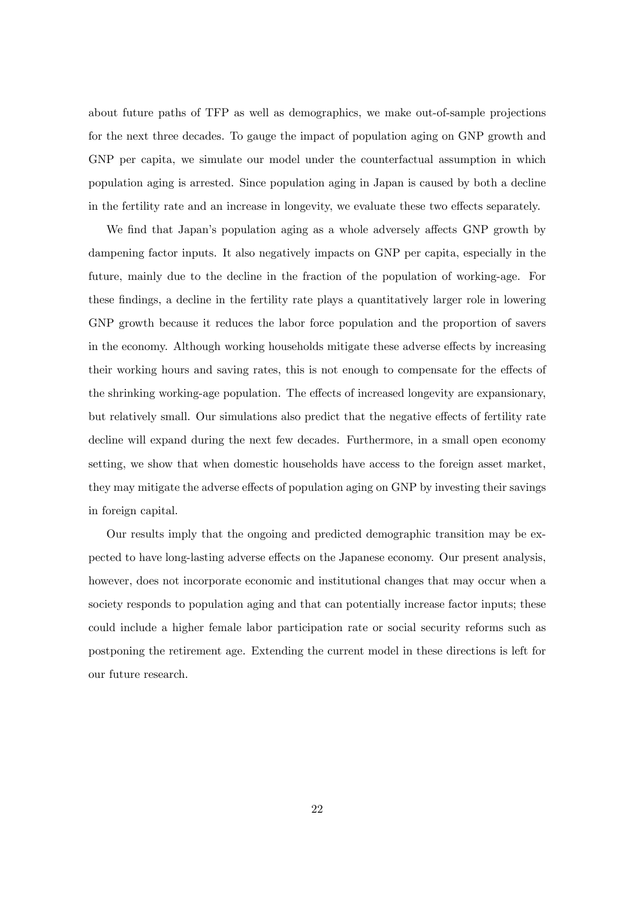about future paths of TFP as well as demographics, we make out-of-sample projections for the next three decades. To gauge the impact of population aging on GNP growth and GNP per capita, we simulate our model under the counterfactual assumption in which population aging is arrested. Since population aging in Japan is caused by both a decline in the fertility rate and an increase in longevity, we evaluate these two effects separately.

We find that Japan's population aging as a whole adversely affects GNP growth by dampening factor inputs. It also negatively impacts on GNP per capita, especially in the future, mainly due to the decline in the fraction of the population of working-age. For these findings, a decline in the fertility rate plays a quantitatively larger role in lowering GNP growth because it reduces the labor force population and the proportion of savers in the economy. Although working households mitigate these adverse effects by increasing their working hours and saving rates, this is not enough to compensate for the effects of the shrinking working-age population. The effects of increased longevity are expansionary, but relatively small. Our simulations also predict that the negative effects of fertility rate decline will expand during the next few decades. Furthermore, in a small open economy setting, we show that when domestic households have access to the foreign asset market, they may mitigate the adverse effects of population aging on GNP by investing their savings in foreign capital.

Our results imply that the ongoing and predicted demographic transition may be expected to have long-lasting adverse effects on the Japanese economy. Our present analysis, however, does not incorporate economic and institutional changes that may occur when a society responds to population aging and that can potentially increase factor inputs; these could include a higher female labor participation rate or social security reforms such as postponing the retirement age. Extending the current model in these directions is left for our future research.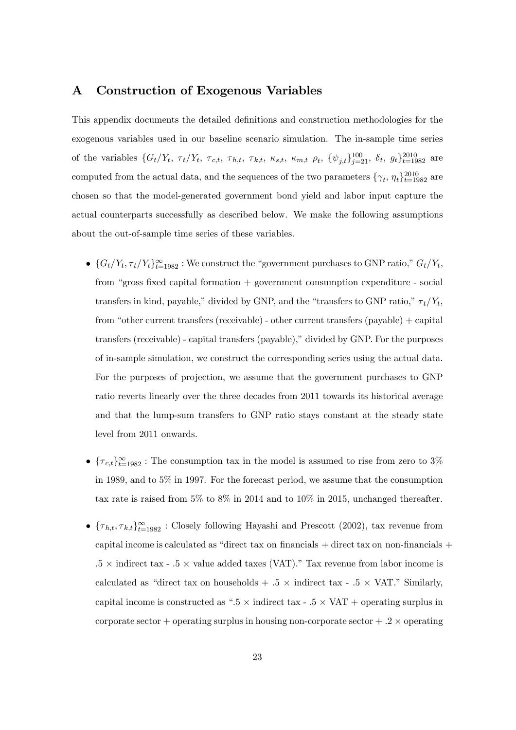## A Construction of Exogenous Variables

This appendix documents the detailed definitions and construction methodologies for the exogenous variables used in our baseline scenario simulation. The in-sample time series of the variables $\{G_t/Y_t,\ \tau_t/Y_t,\ \tau_{c,t},\ \tau_{h,t},\ \tau_{k,t},\ \kappa_{s,t},\ \kappa_{m,t}\ \rho_t,\ \{\psi_{j,t}\}_{j=21}^{100},\ \delta_t,\ g_t\}_{t=1982}^{2010}$ are computed from the actual data, and the sequences of the two parameters $\{\gamma_t,\ \eta_t\}_{t=1982}^{2010}$ are chosen so that the model-generated government bond yield and labor input capture the actual counterparts successfully as described below. We make the following assumptions about the out-of-sample time series of these variables.

- $\{G_t/Y_t, \tau_t/Y_t\}_{t=1982}^{\infty}$ : We construct the "government purchases to GNP ratio," $G_t/Y_t$, from "gross fixed capital formation + government consumption expenditure - social transfers in kind, payable," divided by GNP, and the "transfers to GNP ratio," $\tau_t/Y_t$, from "other current transfers (receivable) - other current transfers (payable) + capital transfers (receivable) - capital transfers (payable)," divided by GNP. For the purposes of in-sample simulation, we construct the corresponding series using the actual data. For the purposes of projection, we assume that the government purchases to GNP ratio reverts linearly over the three decades from 2011 towards its historical average and that the lump-sum transfers to GNP ratio stays constant at the steady state level from 2011 onwards.

- $\{\tau_{c,t}\}_{t=1982}^{\infty}$ : The consumption tax in the model is assumed to rise from zero to 3% in 1989, and to 5% in 1997. For the forecast period, we assume that the consumption tax rate is raised from 5% to 8% in 2014 and to 10% in 2015, unchanged thereafter.

- $\{\tau_{h,t}, \tau_{k,t}\}_{t=1982}^{\infty}$ : Closely following Hayashi and Prescott (2002), tax revenue from capital income is calculated as "direct tax on financials + direct tax on non-financials + .5 × indirect tax - .5 × value added taxes (VAT)." Tax revenue from labor income is calculated as "direct tax on households + .5 × indirect tax - .5 × VAT." Similarly, capital income is constructed as ".5 × indirect tax - .5 × VAT + operating surplus in corporate sector + operating surplus in housing non-corporate sector + .2 × operating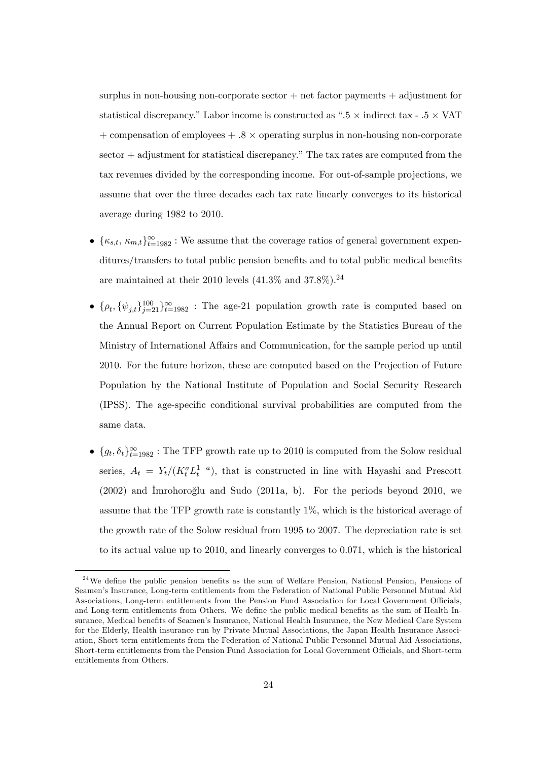surplus in non-housing non-corporate sector + net factor payments + adjustment for statistical discrepancy." Labor income is constructed as ".5 × indirect tax - .5 × VAT + compensation of employees + .8 × operating surplus in non-housing non-corporate sector + adjustment for statistical discrepancy." The tax rates are computed from the tax revenues divided by the corresponding income. For out-of-sample projections, we assume that over the three decades each tax rate linearly converges to its historical average during 1982 to 2010.

- $\{\kappa_{s,t},\, \kappa_{m,t}\}_{t=1982}^{\infty}$ : We assume that the coverage ratios of general government expenditures/transfers to total public pension benefits and to total public medical benefits are maintained at their 2010 levels (41.3% and 37.8%).[24]

- $\{\rho_t, \{\psi_{j,t}\}_{j=21}^{100}\}_{t=1982}^{\infty}$ : The age-21 population growth rate is computed based on the Annual Report on Current Population Estimate by the Statistics Bureau of the Ministry of International Affairs and Communication, for the sample period up until 2010. For the future horizon, these are computed based on the Projection of Future Population by the National Institute of Population and Social Security Research (IPSS). The age-specific conditional survival probabilities are computed from the same data.

- $\{g_t, \delta_t\}_{t=1982}^{\infty}$ : The TFP growth rate up to 2010 is computed from the Solow residual series, $A_t = Y_t/(K_t^a L_t^{1-a})$, that is constructed in line with Hayashi and Prescott (2002) and İmrohoroğlu and Sudo (2011a, b). For the periods beyond 2010, we assume that the TFP growth rate is constantly 1%, which is the historical average of the growth rate of the Solow residual from 1995 to 2007. The depreciation rate is set to its actual value up to 2010, and linearly converges to 0.071, which is the historical

[24] We define the public pension benefits as the sum of Welfare Pension, National Pension, Pensions of Seamen's Insurance, Long-term entitlements from the Federation of National Public Personnel Mutual Aid Associations, Long-term entitlements from the Pension Fund Association for Local Government Officials, and Long-term entitlements from Others. We define the public medical benefits as the sum of Health Insurance, Medical benefits of Seamen's Insurance, National Health Insurance, the New Medical Care System for the Elderly, Health insurance run by Private Mutual Associations, the Japan Health Insurance Association, Short-term entitlements from the Federation of National Public Personnel Mutual Aid Associations, Short-term entitlements from the Pension Fund Association for Local Government Officials, and Short-term entitlements from Others.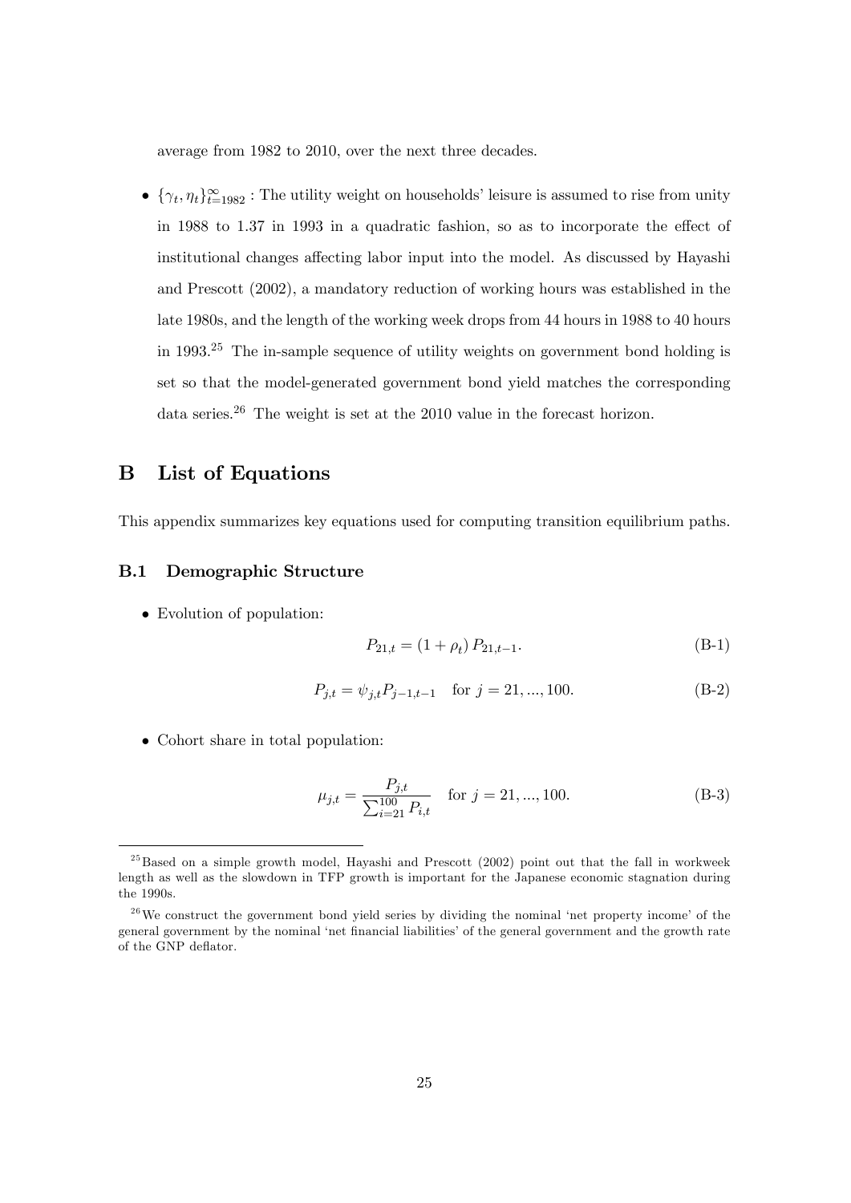average from 1982 to 2010, over the next three decades.

- $\{\gamma_t, \eta_t\}_{t=1982}^{\infty}$ : The utility weight on households' leisure is assumed to rise from unity in 1988 to 1.37 in 1993 in a quadratic fashion, so as to incorporate the effect of institutional changes affecting labor input into the model. As discussed by Hayashi and Prescott (2002), a mandatory reduction of working hours was established in the late 1980s, and the length of the working week drops from 44 hours in 1988 to 40 hours in 1993.[25] The in-sample sequence of utility weights on government bond holding is set so that the model-generated government bond yield matches the corresponding data series.[26] The weight is set at the 2010 value in the forecast horizon.

# B List of Equations

This appendix summarizes key equations used for computing transition equilibrium paths.

## B.1 Demographic Structure

- Evolution of population:

$$P_{21,t} = (1 + \rho_t)\, P_{21,t-1}. \tag{B-1}$$

$$P_{j,t} = \psi_{j,t} P_{j-1,t-1} \quad \text{for } j = 21, ..., 100. \tag{B-2}$$

- Cohort share in total population:

$$\mu_{j,t} = \frac{P_{j,t}}{\sum_{i=21}^{100} P_{i,t}} \quad \text{for } j = 21, ..., 100. \tag{B-3}$$

[25] Based on a simple growth model, Hayashi and Prescott (2002) point out that the fall in workweek length as well as the slowdown in TFP growth is important for the Japanese economic stagnation during the 1990s.

[26] We construct the government bond yield series by dividing the nominal 'net property income' of the general government by the nominal 'net financial liabilities' of the general government and the growth rate of the GNP deflator.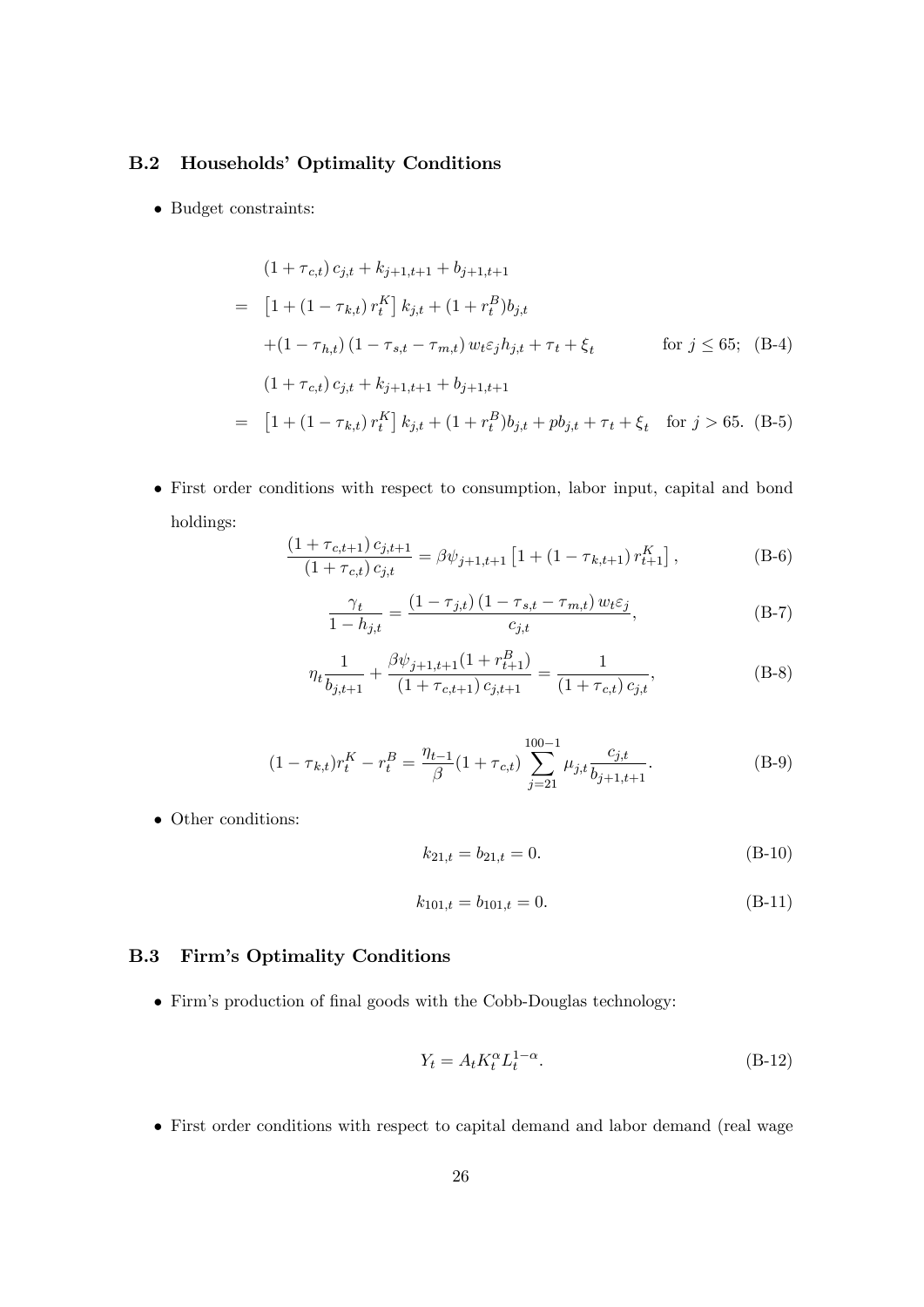### B.2 Households' Optimality Conditions

- Budget constraints:

$$
\begin{aligned}
& (1+\tau_{c,t})\, c_{j,t} + k_{j+1,t+1} + b_{j+1,t+1} \\
= \; & \left[1 + (1-\tau_{k,t})\, r_t^K\right] k_{j,t} + (1+r_t^B) b_{j,t} \\
& + (1-\tau_{h,t})\,(1-\tau_{s,t}-\tau_{m,t})\, w_t \varepsilon_j h_{j,t} + \tau_t + \xi_t \qquad \text{for } j \leq 65; \quad \text{(B-4)} \\
& (1+\tau_{c,t})\, c_{j,t} + k_{j+1,t+1} + b_{j+1,t+1} \\
= \; & \left[1 + (1-\tau_{k,t})\, r_t^K\right] k_{j,t} + (1+r_t^B) b_{j,t} + pb_{j,t} + \tau_t + \xi_t \quad \text{for } j > 65. \quad \text{(B-5)}
\end{aligned}
$$

- First order conditions with respect to consumption, labor input, capital and bond holdings:

$$
\frac{(1+\tau_{c,t+1})\, c_{j,t+1}}{(1+\tau_{c,t})\, c_{j,t}} = \beta \psi_{j+1,t+1} \left[1 + (1-\tau_{k,t+1})\, r_{t+1}^K\right], \tag{B-6}
$$

$$
\frac{\gamma_t}{1-h_{j,t}} = \frac{(1-\tau_{j,t})\,(1-\tau_{s,t}-\tau_{m,t})\, w_t \varepsilon_j}{c_{j,t}}, \tag{B-7}
$$

$$
\eta_t \frac{1}{b_{j,t+1}} + \frac{\beta \psi_{j+1,t+1}(1+r_{t+1}^B)}{(1+\tau_{c,t+1})\, c_{j,t+1}} = \frac{1}{(1+\tau_{c,t})\, c_{j,t}}, \tag{B-8}
$$

$$
(1-\tau_{k,t}) r_t^K - r_t^B = \frac{\eta_{t-1}}{\beta}(1+\tau_{c,t}) \sum_{j=21}^{100-1} \mu_{j,t} \frac{c_{j,t}}{b_{j+1,t+1}}. \tag{B-9}
$$

- Other conditions:

$$
k_{21,t} = b_{21,t} = 0. \tag{B-10}
$$

$$
k_{101,t} = b_{101,t} = 0. \tag{B-11}
$$

### B.3 Firm's Optimality Conditions

- Firm's production of final goods with the Cobb-Douglas technology:

$$
Y_t = A_t K_t^{\alpha} L_t^{1-\alpha}. \tag{B-12}
$$

- First order conditions with respect to capital demand and labor demand (real wage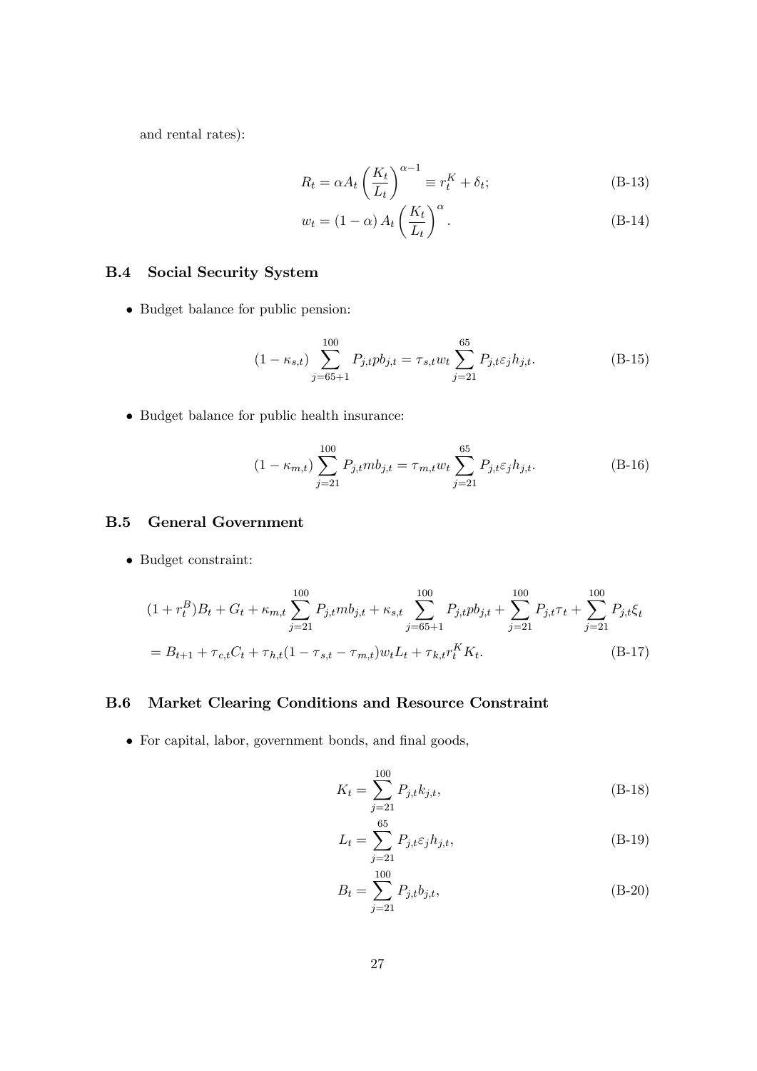and rental rates):

$$R_t = \alpha A_t \left(\frac{K_t}{L_t}\right)^{\alpha-1} \equiv r_t^K + \delta_t; \tag{B-13}$$

$$w_t = (1-\alpha) A_t \left(\frac{K_t}{L_t}\right)^{\alpha}. \tag{B-14}$$

### B.4 Social Security System

- Budget balance for public pension:

$$(1-\kappa_{s,t}) \sum_{j=65+1}^{100} P_{j,t} pb_{j,t} = \tau_{s,t} w_t \sum_{j=21}^{65} P_{j,t} \varepsilon_j h_{j,t}. \tag{B-15}$$

- Budget balance for public health insurance:

$$(1-\kappa_{m,t}) \sum_{j=21}^{100} P_{j,t} mb_{j,t} = \tau_{m,t} w_t \sum_{j=21}^{65} P_{j,t} \varepsilon_j h_{j,t}. \tag{B-16}$$

### B.5 General Government

- Budget constraint:

$$\begin{aligned}
&(1+r_t^B)B_t + G_t + \kappa_{m,t} \sum_{j=21}^{100} P_{j,t} mb_{j,t} + \kappa_{s,t} \sum_{j=65+1}^{100} P_{j,t} pb_{j,t} + \sum_{j=21}^{100} P_{j,t} \tau_t + \sum_{j=21}^{100} P_{j,t} \xi_t \\
&= B_{t+1} + \tau_{c,t} C_t + \tau_{h,t}(1-\tau_{s,t}-\tau_{m,t}) w_t L_t + \tau_{k,t} r_t^K K_t.
\end{aligned} \tag{B-17}$$

### B.6 Market Clearing Conditions and Resource Constraint

- For capital, labor, government bonds, and final goods,

$$K_t = \sum_{j=21}^{100} P_{j,t} k_{j,t}, \tag{B-18}$$

$$L_t = \sum_{j=21}^{65} P_{j,t} \varepsilon_j h_{j,t}, \tag{B-19}$$

$$B_t = \sum_{j=21}^{100} P_{j,t} b_{j,t}, \tag{B-20}$$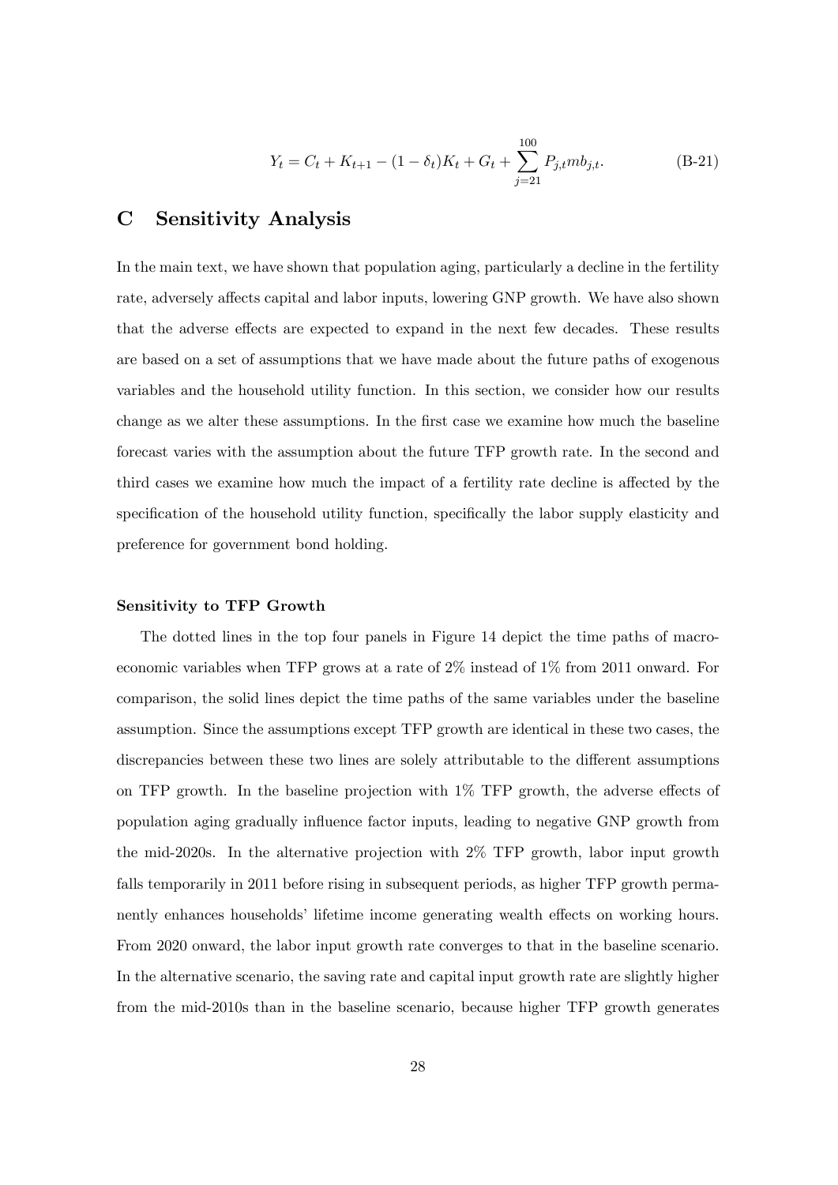$$Y_t = C_t + K_{t+1} - (1-\delta_t)K_t + G_t + \sum_{j=21}^{100} P_{j,t} mb_{j,t}. \tag{B-21}$$

# C Sensitivity Analysis

In the main text, we have shown that population aging, particularly a decline in the fertility rate, adversely affects capital and labor inputs, lowering GNP growth. We have also shown that the adverse effects are expected to expand in the next few decades. These results are based on a set of assumptions that we have made about the future paths of exogenous variables and the household utility function. In this section, we consider how our results change as we alter these assumptions. In the first case we examine how much the baseline forecast varies with the assumption about the future TFP growth rate. In the second and third cases we examine how much the impact of a fertility rate decline is affected by the specification of the household utility function, specifically the labor supply elasticity and preference for government bond holding.

**Sensitivity to TFP Growth**

The dotted lines in the top four panels in Figure 14 depict the time paths of macroeconomic variables when TFP grows at a rate of 2% instead of 1% from 2011 onward. For comparison, the solid lines depict the time paths of the same variables under the baseline assumption. Since the assumptions except TFP growth are identical in these two cases, the discrepancies between these two lines are solely attributable to the different assumptions on TFP growth. In the baseline projection with 1% TFP growth, the adverse effects of population aging gradually influence factor inputs, leading to negative GNP growth from the mid-2020s. In the alternative projection with 2% TFP growth, labor input growth falls temporarily in 2011 before rising in subsequent periods, as higher TFP growth permanently enhances households' lifetime income generating wealth effects on working hours. From 2020 onward, the labor input growth rate converges to that in the baseline scenario. In the alternative scenario, the saving rate and capital input growth rate are slightly higher from the mid-2010s than in the baseline scenario, because higher TFP growth generates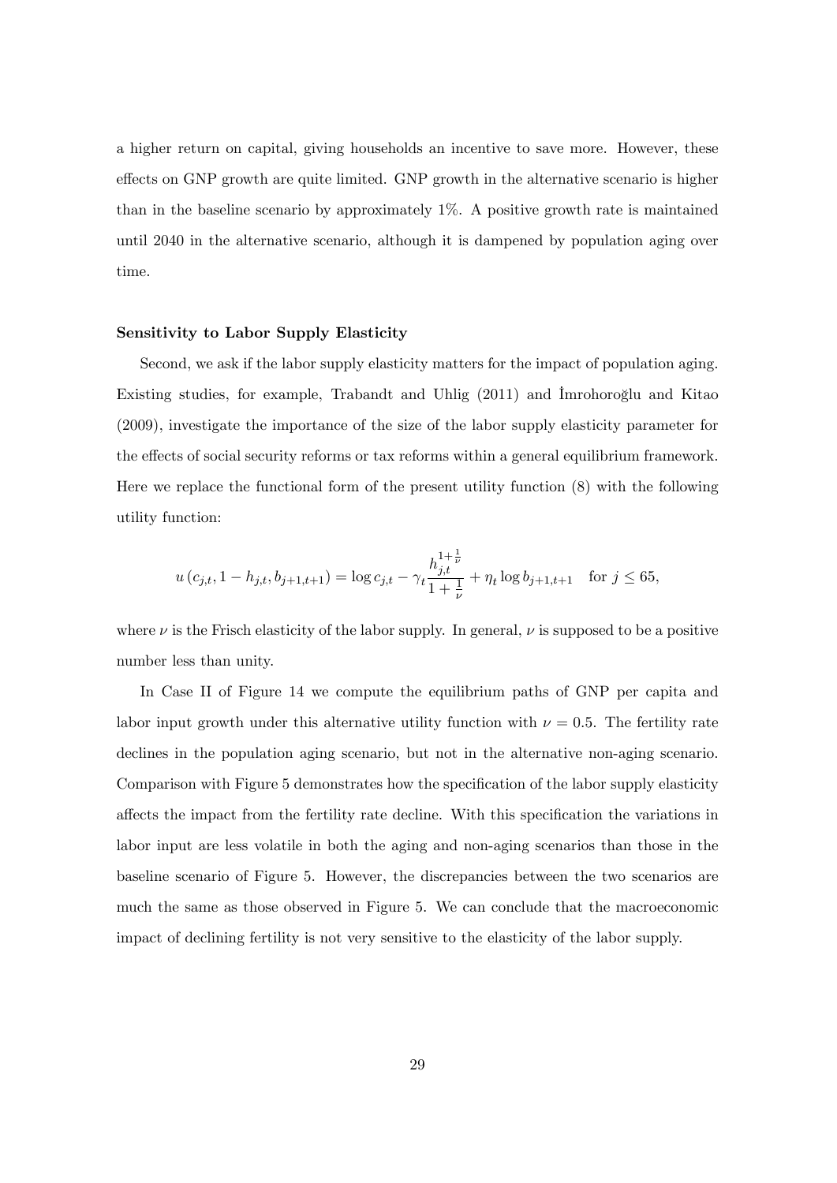a higher return on capital, giving households an incentive to save more. However, these effects on GNP growth are quite limited. GNP growth in the alternative scenario is higher than in the baseline scenario by approximately 1%. A positive growth rate is maintained until 2040 in the alternative scenario, although it is dampened by population aging over time.

**Sensitivity to Labor Supply Elasticity**

Second, we ask if the labor supply elasticity matters for the impact of population aging. Existing studies, for example, Trabandt and Uhlig (2011) and İmrohoroğlu and Kitao (2009), investigate the importance of the size of the labor supply elasticity parameter for the effects of social security reforms or tax reforms within a general equilibrium framework. Here we replace the functional form of the present utility function (8) with the following utility function:

$$u\left(c_{j,t}, 1 - h_{j,t}, b_{j+1,t+1}\right) = \log c_{j,t} - \gamma_t \frac{h_{j,t}^{1+\frac{1}{\nu}}}{1 + \frac{1}{\nu}} + \eta_t \log b_{j+1,t+1} \quad \text{for } j \leq 65,$$

where $\nu$ is the Frisch elasticity of the labor supply. In general, $\nu$ is supposed to be a positive number less than unity.

In Case II of Figure 14 we compute the equilibrium paths of GNP per capita and labor input growth under this alternative utility function with $\nu = 0.5$. The fertility rate declines in the population aging scenario, but not in the alternative non-aging scenario. Comparison with Figure 5 demonstrates how the specification of the labor supply elasticity affects the impact from the fertility rate decline. With this specification the variations in labor input are less volatile in both the aging and non-aging scenarios than those in the baseline scenario of Figure 5. However, the discrepancies between the two scenarios are much the same as those observed in Figure 5. We can conclude that the macroeconomic impact of declining fertility is not very sensitive to the elasticity of the labor supply.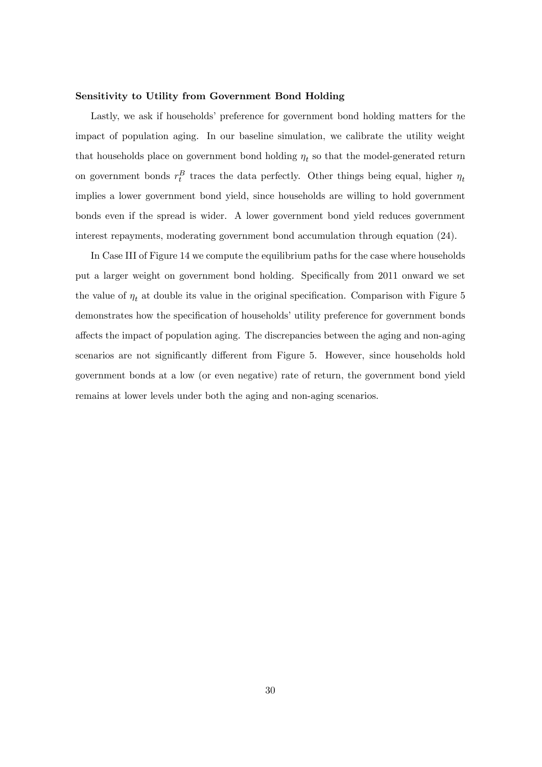**Sensitivity to Utility from Government Bond Holding**

Lastly, we ask if households' preference for government bond holding matters for the impact of population aging. In our baseline simulation, we calibrate the utility weight that households place on government bond holding $\eta_t$ so that the model-generated return on government bonds $r_t^B$ traces the data perfectly. Other things being equal, higher $\eta_t$ implies a lower government bond yield, since households are willing to hold government bonds even if the spread is wider. A lower government bond yield reduces government interest repayments, moderating government bond accumulation through equation (24).

In Case III of Figure 14 we compute the equilibrium paths for the case where households put a larger weight on government bond holding. Specifically from 2011 onward we set the value of $\eta_t$ at double its value in the original specification. Comparison with Figure 5 demonstrates how the specification of households' utility preference for government bonds affects the impact of population aging. The discrepancies between the aging and non-aging scenarios are not significantly different from Figure 5. However, since households hold government bonds at a low (or even negative) rate of return, the government bond yield remains at lower levels under both the aging and non-aging scenarios.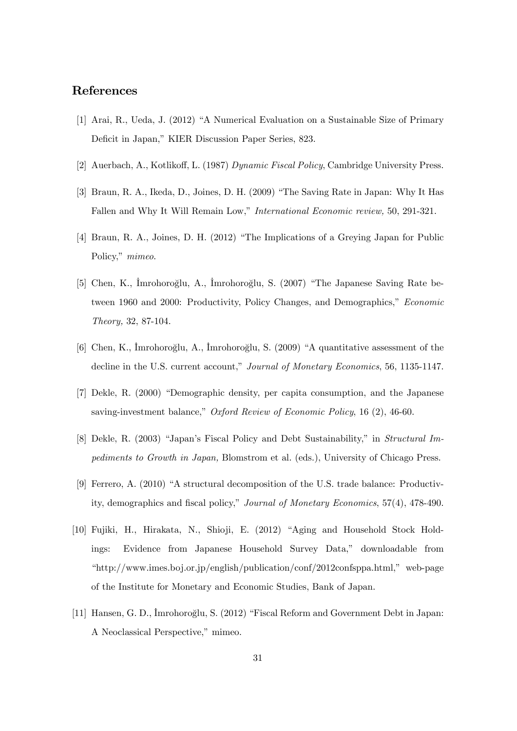## References

[1] Arai, R., Ueda, J. (2012) "A Numerical Evaluation on a Sustainable Size of Primary Deficit in Japan," KIER Discussion Paper Series, 823.

[2] Auerbach, A., Kotlikoff, L. (1987) *Dynamic Fiscal Policy*, Cambridge University Press.

[3] Braun, R. A., Ikeda, D., Joines, D. H. (2009) "The Saving Rate in Japan: Why It Has Fallen and Why It Will Remain Low," *International Economic review,* 50, 291-321.

[4] Braun, R. A., Joines, D. H. (2012) "The Implications of a Greying Japan for Public Policy," *mimeo.*

[5] Chen, K., İmrohoroğlu, A., İmrohoroğlu, S. (2007) "The Japanese Saving Rate between 1960 and 2000: Productivity, Policy Changes, and Demographics," *Economic Theory,* 32, 87-104.

[6] Chen, K., İmrohoroğlu, A., İmrohoroğlu, S. (2009) "A quantitative assessment of the decline in the U.S. current account," *Journal of Monetary Economics*, 56, 1135-1147.

[7] Dekle, R. (2000) "Demographic density, per capita consumption, and the Japanese saving-investment balance," *Oxford Review of Economic Policy*, 16 (2), 46-60.

[8] Dekle, R. (2003) "Japan's Fiscal Policy and Debt Sustainability," in *Structural Impediments to Growth in Japan,* Blomstrom et al. (eds.), University of Chicago Press.

[9] Ferrero, A. (2010) "A structural decomposition of the U.S. trade balance: Productivity, demographics and fiscal policy," *Journal of Monetary Economics*, 57(4), 478-490.

[10] Fujiki, H., Hirakata, N., Shioji, E. (2012) "Aging and Household Stock Holdings: Evidence from Japanese Household Survey Data," downloadable from "http://www.imes.boj.or.jp/english/publication/conf/2012confsppa.html," web-page of the Institute for Monetary and Economic Studies, Bank of Japan.

[11] Hansen, G. D., İmrohoroğlu, S. (2012) "Fiscal Reform and Government Debt in Japan: A Neoclassical Perspective," mimeo.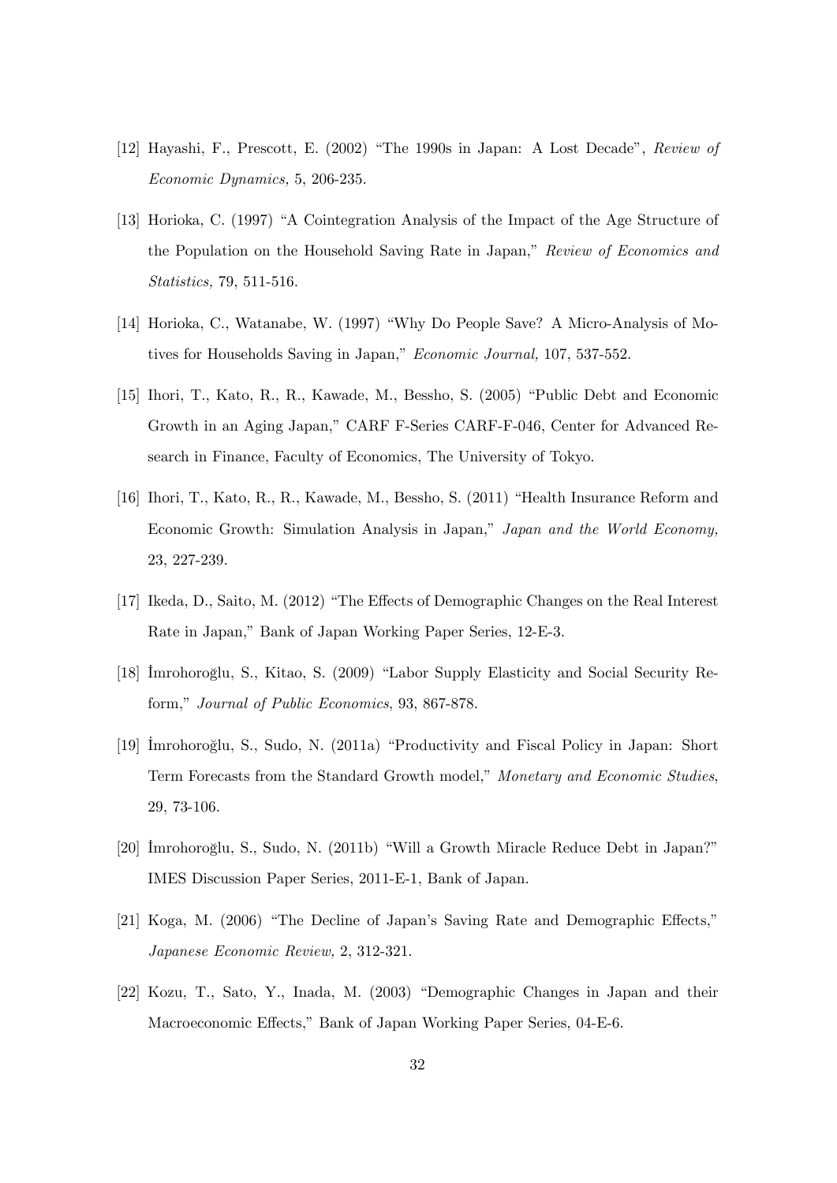[12] Hayashi, F., Prescott, E. (2002) "The 1990s in Japan: A Lost Decade", *Review of Economic Dynamics,* 5, 206-235.

[13] Horioka, C. (1997) "A Cointegration Analysis of the Impact of the Age Structure of the Population on the Household Saving Rate in Japan," *Review of Economics and Statistics,* 79, 511-516.

[14] Horioka, C., Watanabe, W. (1997) "Why Do People Save? A Micro-Analysis of Motives for Households Saving in Japan," *Economic Journal,* 107, 537-552.

[15] Ihori, T., Kato, R., R., Kawade, M., Bessho, S. (2005) "Public Debt and Economic Growth in an Aging Japan," CARF F-Series CARF-F-046, Center for Advanced Research in Finance, Faculty of Economics, The University of Tokyo.

[16] Ihori, T., Kato, R., R., Kawade, M., Bessho, S. (2011) "Health Insurance Reform and Economic Growth: Simulation Analysis in Japan," *Japan and the World Economy,* 23, 227-239.

[17] Ikeda, D., Saito, M. (2012) "The Effects of Demographic Changes on the Real Interest Rate in Japan," Bank of Japan Working Paper Series, 12-E-3.

[18] İmrohoroğlu, S., Kitao, S. (2009) "Labor Supply Elasticity and Social Security Reform," *Journal of Public Economics*, 93, 867-878.

[19] İmrohoroğlu, S., Sudo, N. (2011a) "Productivity and Fiscal Policy in Japan: Short Term Forecasts from the Standard Growth model," *Monetary and Economic Studies*, 29, 73-106.

[20] İmrohoroğlu, S., Sudo, N. (2011b) "Will a Growth Miracle Reduce Debt in Japan?" IMES Discussion Paper Series, 2011-E-1, Bank of Japan.

[21] Koga, M. (2006) "The Decline of Japan's Saving Rate and Demographic Effects," *Japanese Economic Review,* 2, 312-321.

[22] Kozu, T., Sato, Y., Inada, M. (2003) "Demographic Changes in Japan and their Macroeconomic Effects," Bank of Japan Working Paper Series, 04-E-6.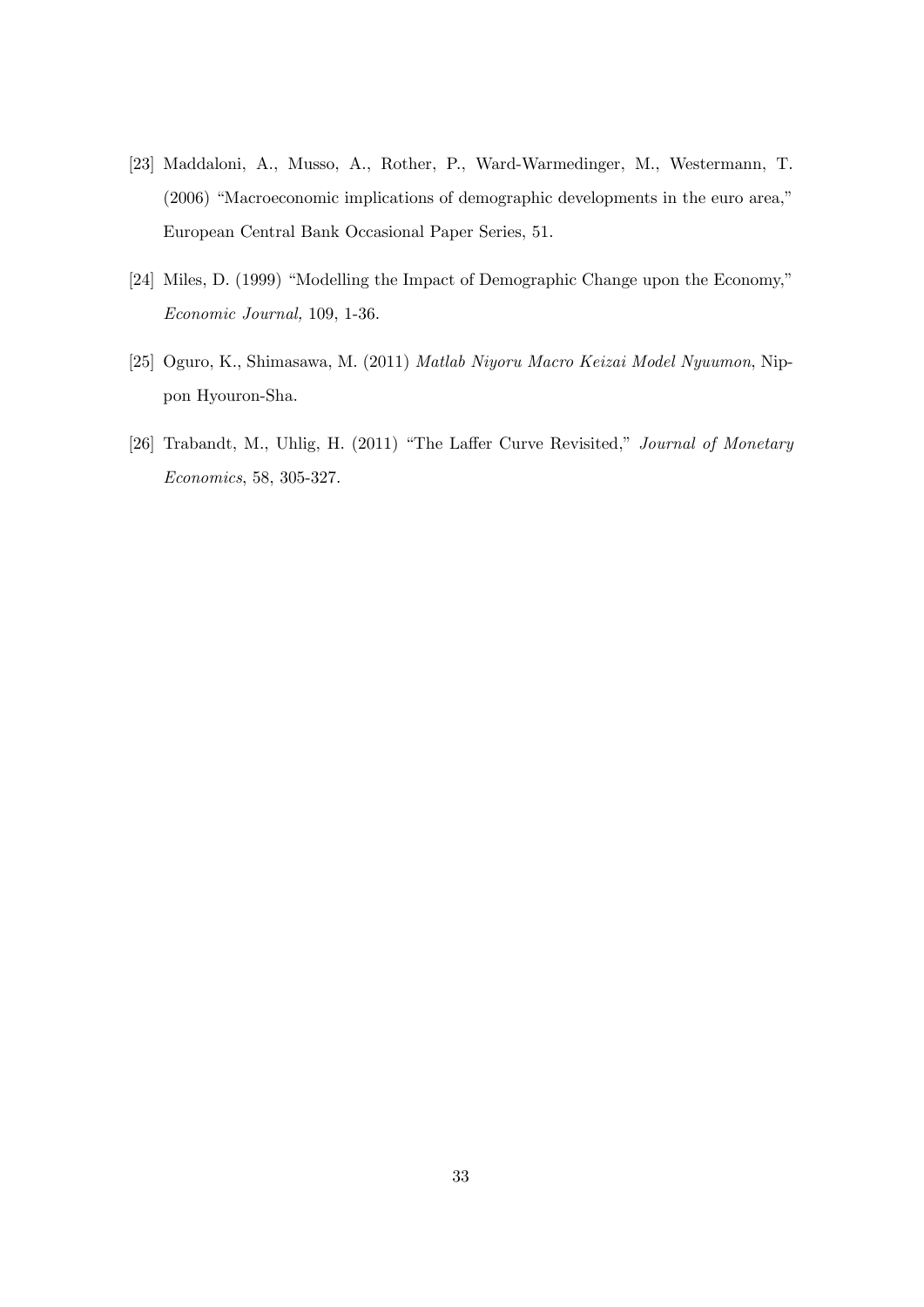[23] Maddaloni, A., Musso, A., Rother, P., Ward-Warmedinger, M., Westermann, T. (2006) "Macroeconomic implications of demographic developments in the euro area," European Central Bank Occasional Paper Series, 51.

[24] Miles, D. (1999) "Modelling the Impact of Demographic Change upon the Economy," *Economic Journal,* 109, 1-36.

[25] Oguro, K., Shimasawa, M. (2011) *Matlab Niyoru Macro Keizai Model Nyuumon*, Nippon Hyouron-Sha.

[26] Trabandt, M., Uhlig, H. (2011) "The Laffer Curve Revisited," *Journal of Monetary Economics*, 58, 305-327.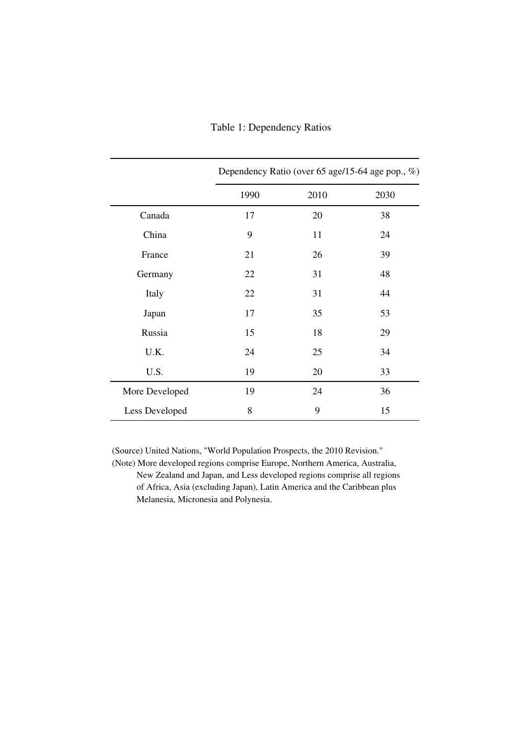Table 1: Dependency Ratios

| | Dependency Ratio (over 65 age/15-64 age pop., %) | | |
|---|---|---|---|
| | 1990 | 2010 | 2030 |
| Canada | 17 | 20 | 38 |
| China | 9 | 11 | 24 |
| France | 21 | 26 | 39 |
| Germany | 22 | 31 | 48 |
| Italy | 22 | 31 | 44 |
| Japan | 17 | 35 | 53 |
| Russia | 15 | 18 | 29 |
| U.K. | 24 | 25 | 34 |
| U.S. | 19 | 20 | 33 |
| More Developed | 19 | 24 | 36 |
| Less Developed | 8 | 9 | 15 |

(Source) United Nations, "World Population Prospects, the 2010 Revision."

(Note) More developed regions comprise Europe, Northern America, Australia, New Zealand and Japan, and Less developed regions comprise all regions of Africa, Asia (excluding Japan), Latin America and the Caribbean plus Melanesia, Micronesia and Polynesia.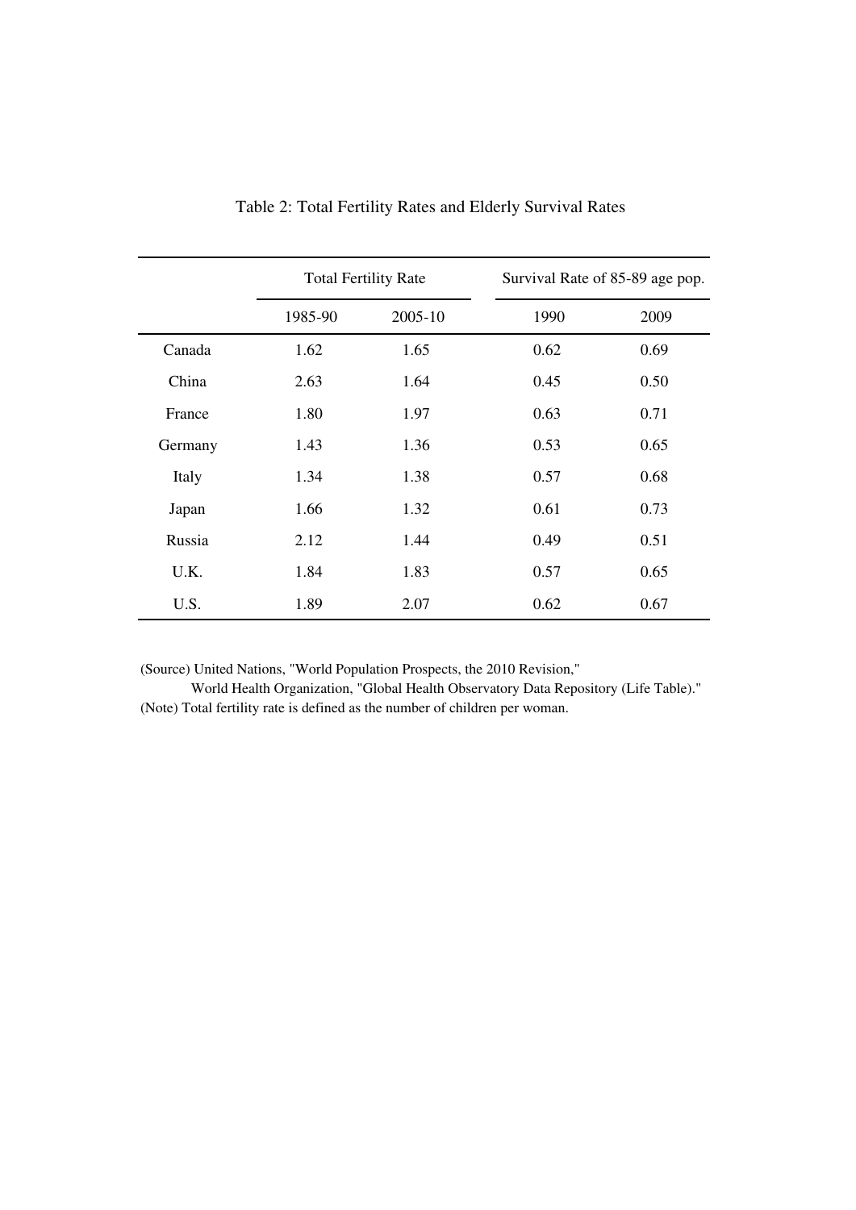Table 2: Total Fertility Rates and Elderly Survival Rates

| | Total Fertility Rate | | Survival Rate of 85-89 age pop. | |
|---|---|---|---|---|
| | 1985-90 | 2005-10 | 1990 | 2009 |
| Canada | 1.62 | 1.65 | 0.62 | 0.69 |
| China | 2.63 | 1.64 | 0.45 | 0.50 |
| France | 1.80 | 1.97 | 0.63 | 0.71 |
| Germany | 1.43 | 1.36 | 0.53 | 0.65 |
| Italy | 1.34 | 1.38 | 0.57 | 0.68 |
| Japan | 1.66 | 1.32 | 0.61 | 0.73 |
| Russia | 2.12 | 1.44 | 0.49 | 0.51 |
| U.K. | 1.84 | 1.83 | 0.57 | 0.65 |
| U.S. | 1.89 | 2.07 | 0.62 | 0.67 |

(Source) United Nations, "World Population Prospects, the 2010 Revision,"
World Health Organization, "Global Health Observatory Data Repository (Life Table)."
(Note) Total fertility rate is defined as the number of children per woman.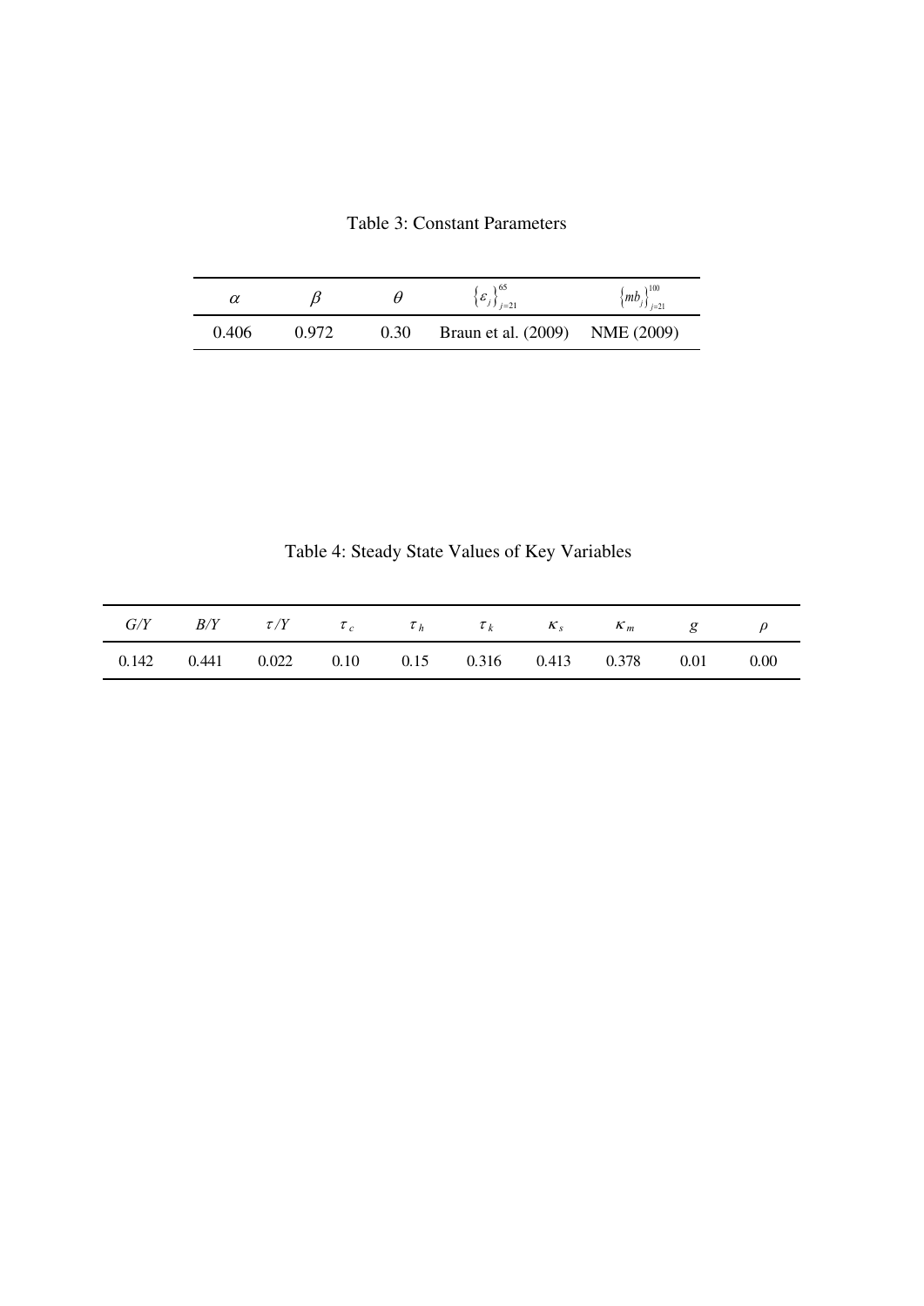Table 3: Constant Parameters

| $\alpha$ | $\beta$ | $\theta$ | $\{\varepsilon_j\}_{j=21}^{65}$ | $\{mb_j\}_{j=21}^{100}$ |
|---|---|---|---|---|
| 0.406 | 0.972 | 0.30 | Braun et al. (2009) | NME (2009) |

Table 4: Steady State Values of Key Variables

| $G/Y$ | $B/Y$ | $\tau/Y$ | $\tau_c$ | $\tau_h$ | $\tau_k$ | $\kappa_s$ | $\kappa_m$ | $g$ | $\rho$ |
|---|---|---|---|---|---|---|---|---|---|
| 0.142 | 0.441 | 0.022 | 0.10 | 0.15 | 0.316 | 0.413 | 0.378 | 0.01 | 0.00 |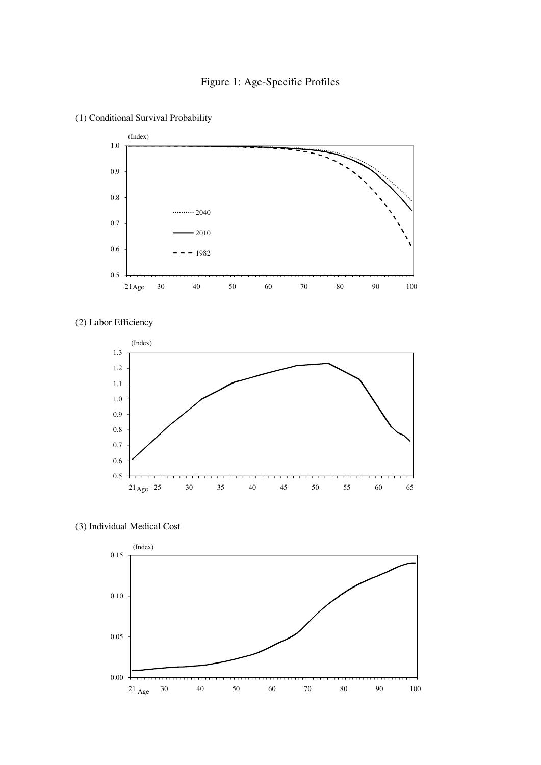# Figure 1: Age-Specific Profiles

(1) Conditional Survival Probability

(2) Labor Efficiency

(3) Individual Medical Cost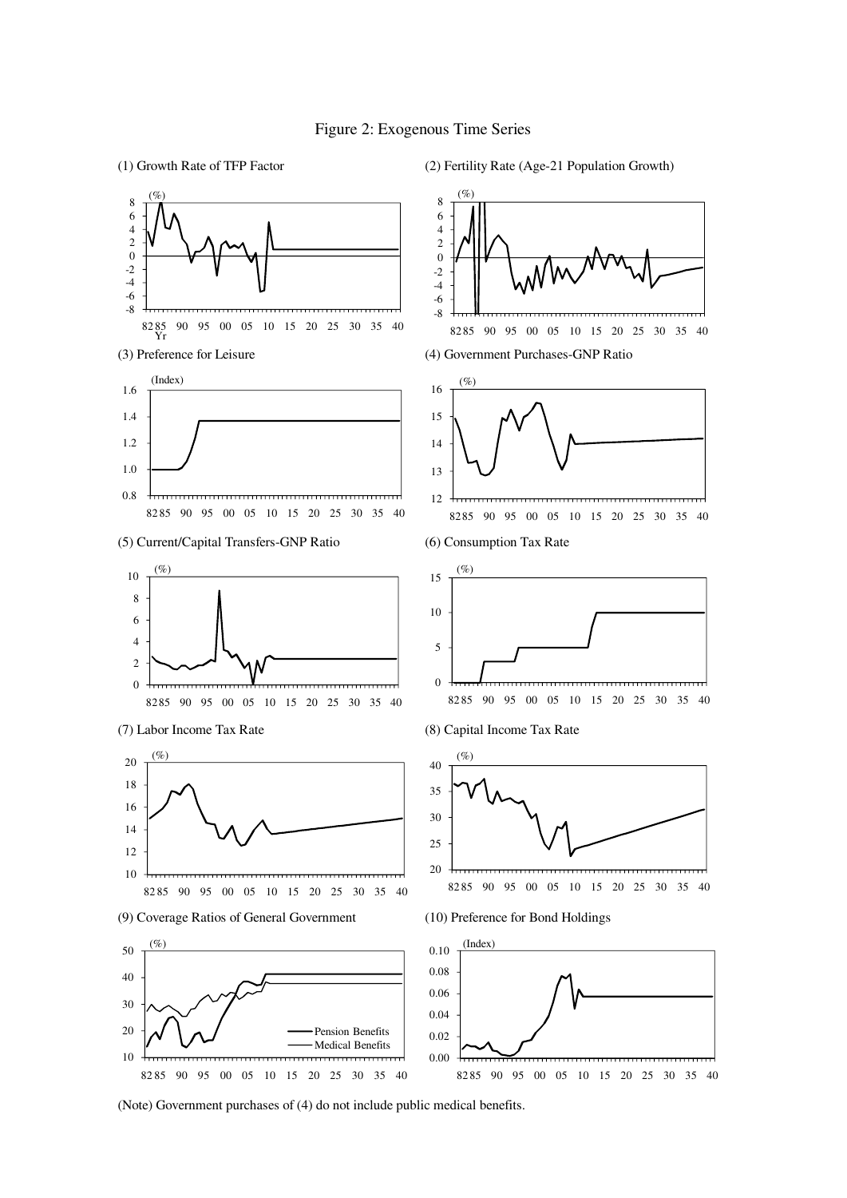# Figure 2: Exogenous Time Series

(1) Growth Rate of TFP Factor

(2) Fertility Rate (Age-21 Population Growth)

(3) Preference for Leisure

(4) Government Purchases-GNP Ratio

(5) Current/Capital Transfers-GNP Ratio

(6) Consumption Tax Rate

(7) Labor Income Tax Rate

(8) Capital Income Tax Rate

(9) Coverage Ratios of General Government

(10) Preference for Bond Holdings

(Note) Government purchases of (4) do not include public medical benefits.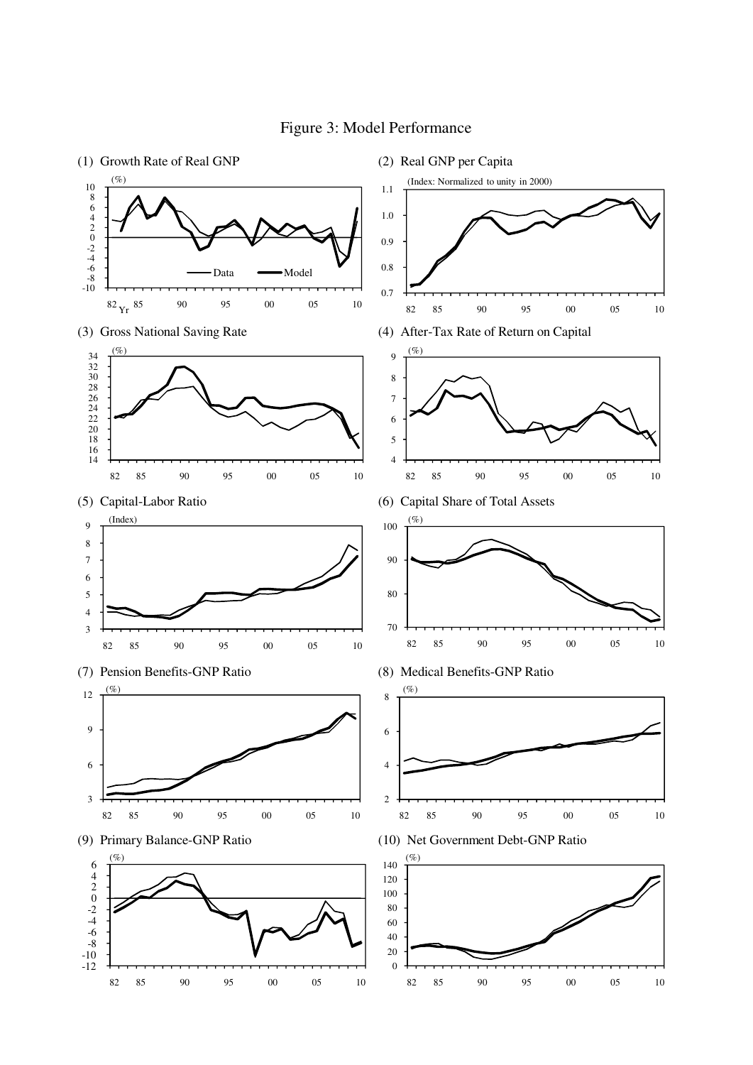# Figure 3: Model Performance

(1) Growth Rate of Real GNP

(2) Real GNP per Capita

(3) Gross National Saving Rate

(4) After-Tax Rate of Return on Capital

(5) Capital-Labor Ratio

(6) Capital Share of Total Assets

(7) Pension Benefits-GNP Ratio

(8) Medical Benefits-GNP Ratio

(9) Primary Balance-GNP Ratio

(10) Net Government Debt-GNP Ratio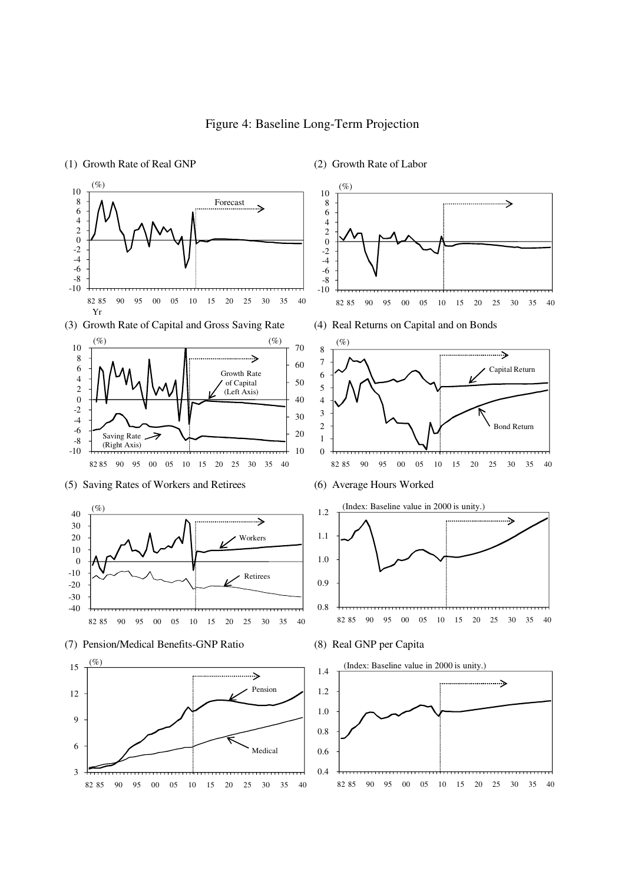# Figure 4: Baseline Long-Term Projection

(1) Growth Rate of Real GNP

(2) Growth Rate of Labor

(3) Growth Rate of Capital and Gross Saving Rate

(4) Real Returns on Capital and on Bonds

(5) Saving Rates of Workers and Retirees

(6) Average Hours Worked

(7) Pension/Medical Benefits-GNP Ratio

(8) Real GNP per Capita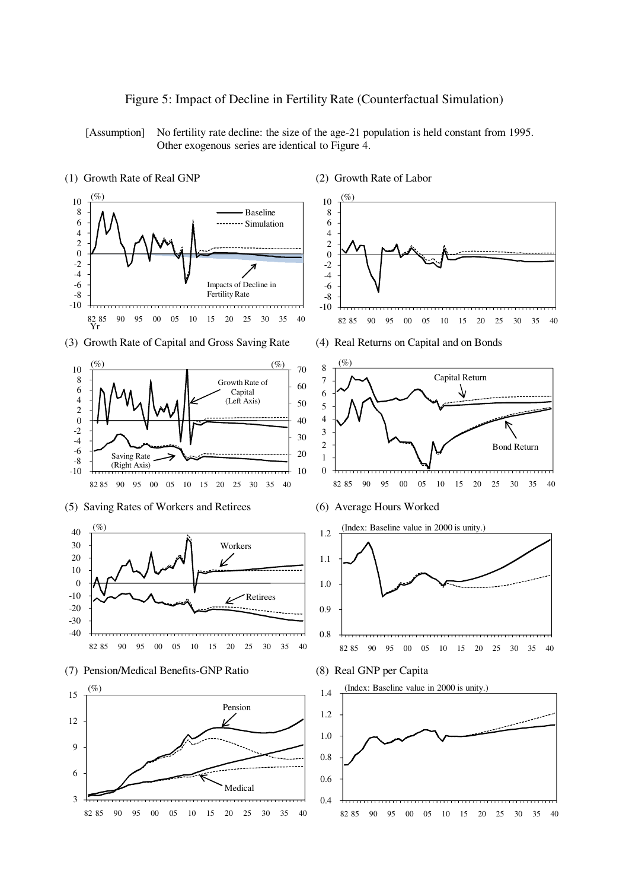# Figure 5: Impact of Decline in Fertility Rate (Counterfactual Simulation)

[Assumption] No fertility rate decline: the size of the age-21 population is held constant from 1995. Other exogenous series are identical to Figure 4.

(1) Growth Rate of Real GNP

(2) Growth Rate of Labor

(3) Growth Rate of Capital and Gross Saving Rate

(4) Real Returns on Capital and on Bonds

(5) Saving Rates of Workers and Retirees

(6) Average Hours Worked

(7) Pension/Medical Benefits-GNP Ratio

(8) Real GNP per Capita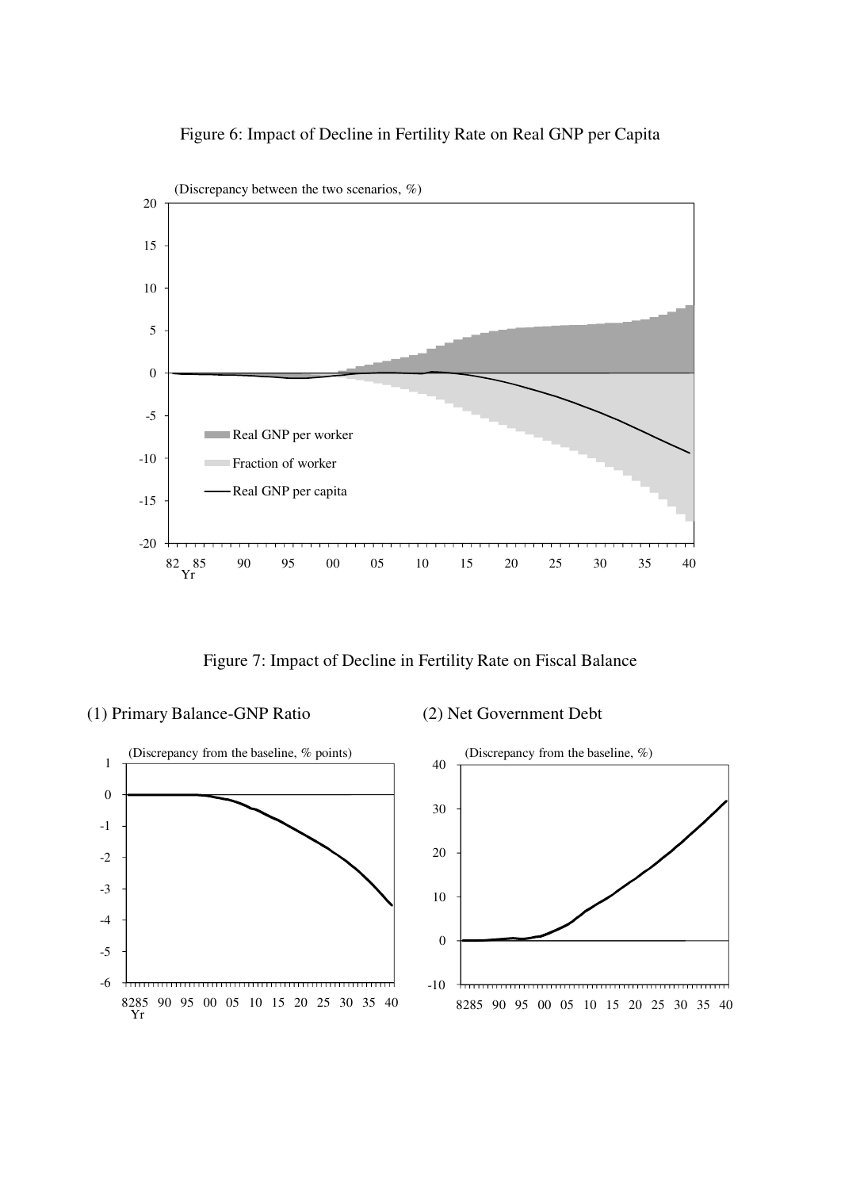Figure 6: Impact of Decline in Fertility Rate on Real GNP per Capita

Figure 7: Impact of Decline in Fertility Rate on Fiscal Balance

(1) Primary Balance-GNP Ratio

(2) Net Government Debt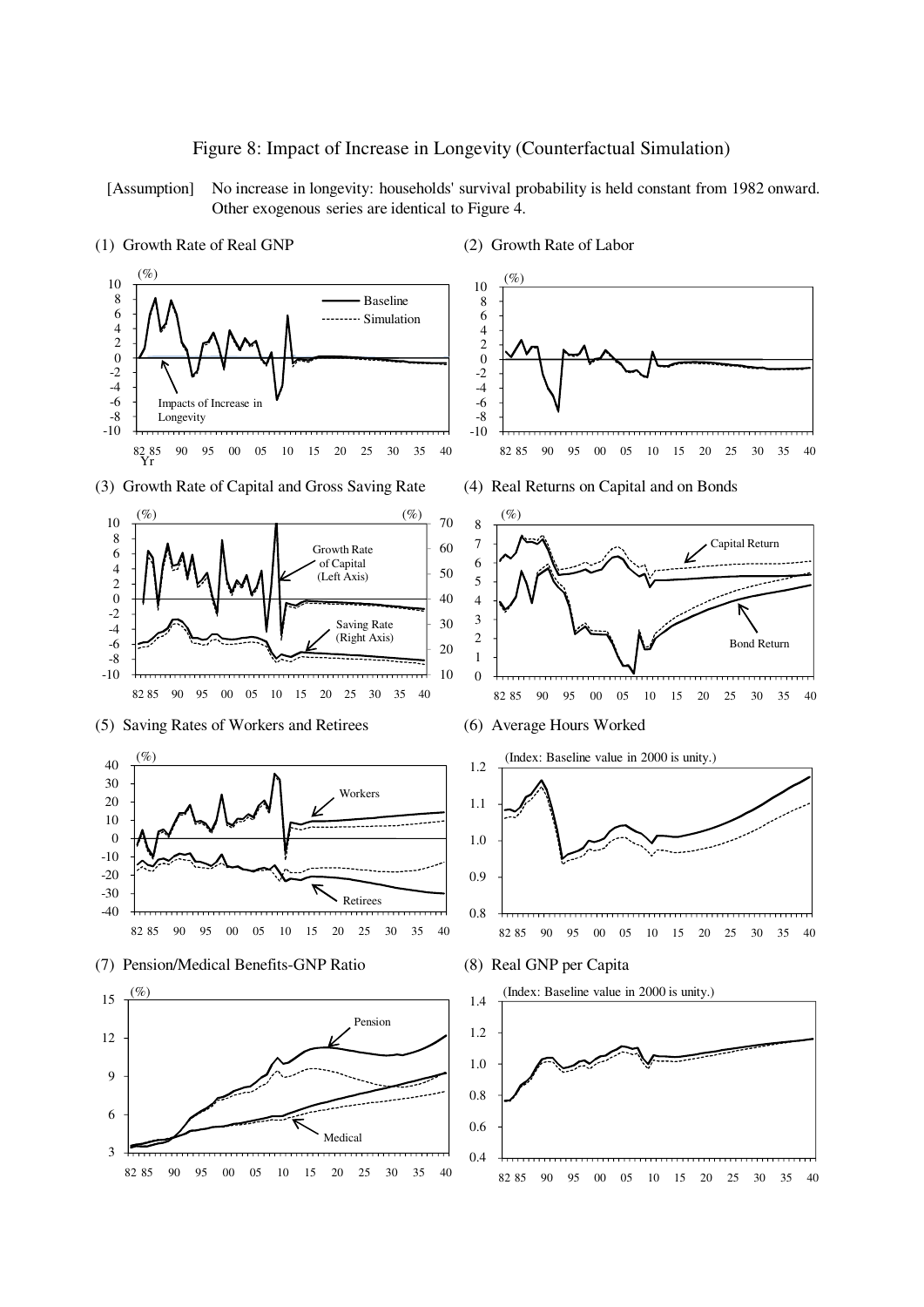Figure 8: Impact of Increase in Longevity (Counterfactual Simulation)

[Assumption] No increase in longevity: households' survival probability is held constant from 1982 onward. Other exogenous series are identical to Figure 4.

(1) Growth Rate of Real GNP

(2) Growth Rate of Labor

(3) Growth Rate of Capital and Gross Saving Rate

(4) Real Returns on Capital and on Bonds

(5) Saving Rates of Workers and Retirees

(6) Average Hours Worked

(7) Pension/Medical Benefits-GNP Ratio

(8) Real GNP per Capita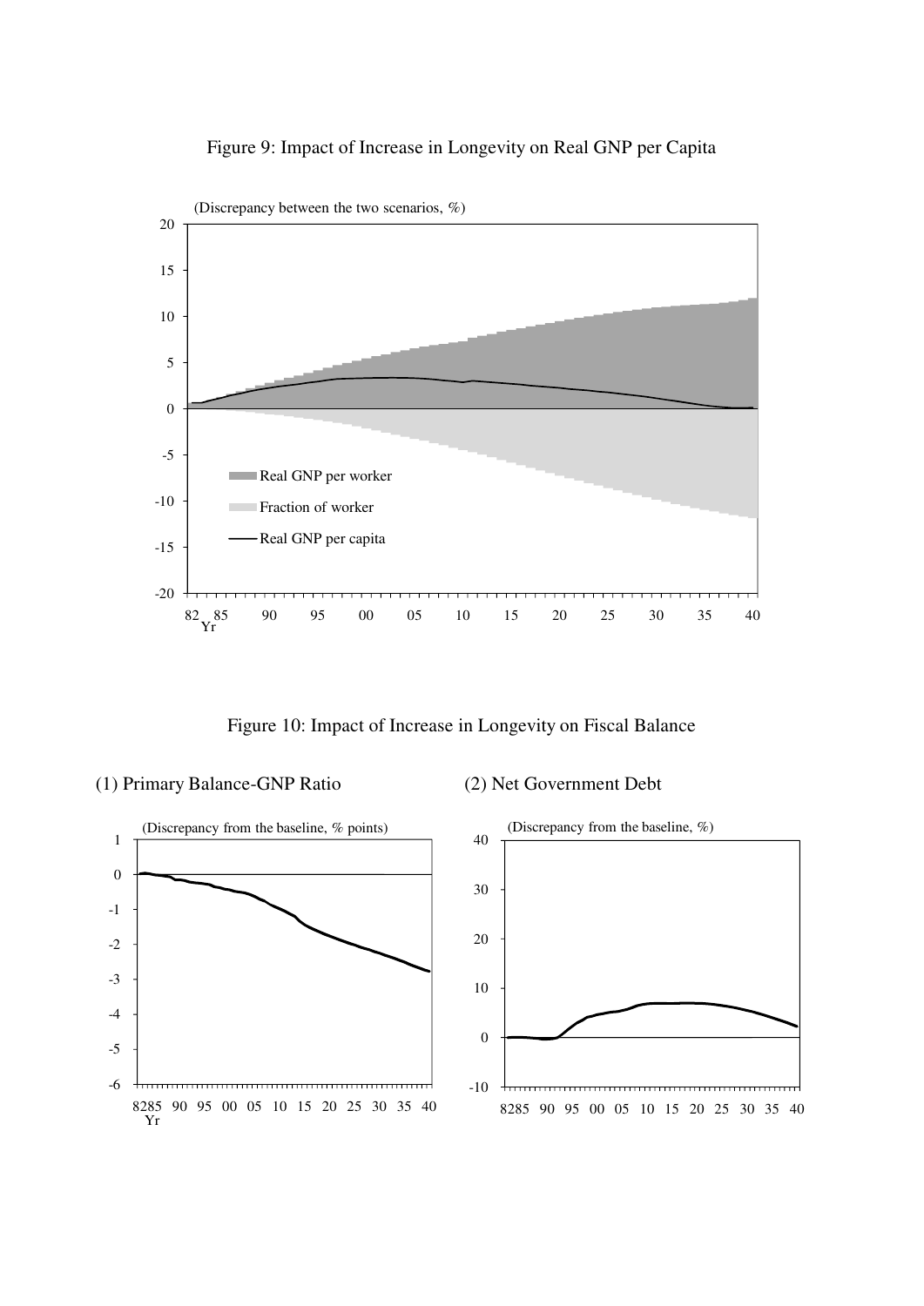Figure 9: Impact of Increase in Longevity on Real GNP per Capita

Figure 10: Impact of Increase in Longevity on Fiscal Balance

(1) Primary Balance-GNP Ratio

(2) Net Government Debt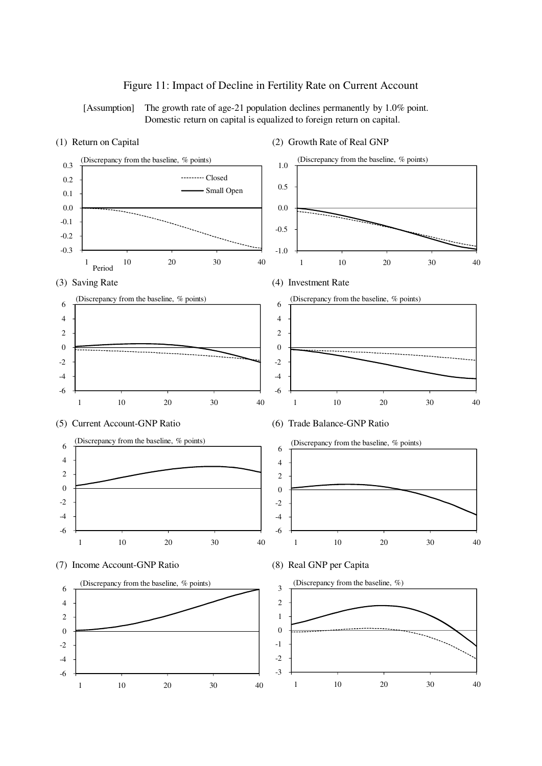Figure 11: Impact of Decline in Fertility Rate on Current Account

[Assumption] The growth rate of age-21 population declines permanently by 1.0% point. Domestic return on capital is equalized to foreign return on capital.

(1) Return on Capital

(2) Growth Rate of Real GNP

(3) Saving Rate

(4) Investment Rate

(5) Current Account-GNP Ratio

(6) Trade Balance-GNP Ratio

(7) Income Account-GNP Ratio

(8) Real GNP per Capita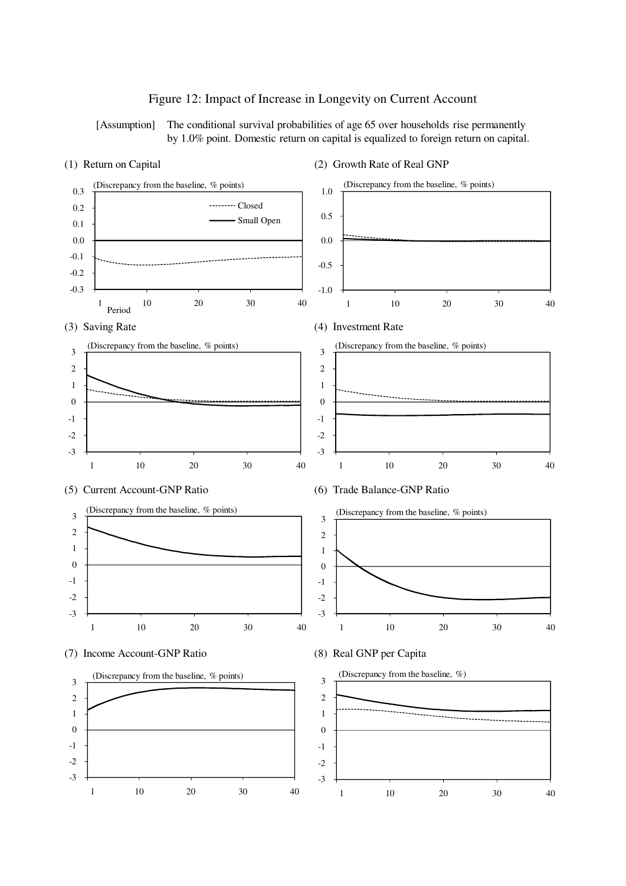# Figure 12: Impact of Increase in Longevity on Current Account

[Assumption] The conditional survival probabilities of age 65 over households rise permanently by 1.0% point. Domestic return on capital is equalized to foreign return on capital.

(1) Return on Capital

(Discrepancy from the baseline, % points)

Closed

Small Open

Period

(2) Growth Rate of Real GNP

(Discrepancy from the baseline, % points)

(3) Saving Rate

(Discrepancy from the baseline, % points)

(4) Investment Rate

(Discrepancy from the baseline, % points)

(5) Current Account-GNP Ratio

(Discrepancy from the baseline, % points)

(6) Trade Balance-GNP Ratio

(Discrepancy from the baseline, % points)

(7) Income Account-GNP Ratio

(Discrepancy from the baseline, % points)

(8) Real GNP per Capita

(Discrepancy from the baseline, %)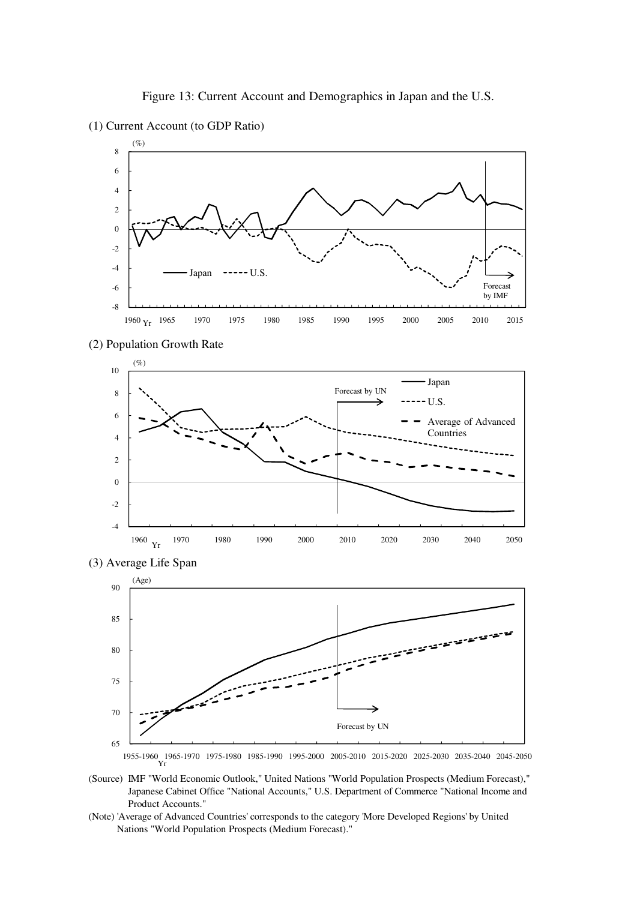Figure 13: Current Account and Demographics in Japan and the U.S.

(1) Current Account (to GDP Ratio)

(2) Population Growth Rate

(3) Average Life Span

(Source) IMF "World Economic Outlook," United Nations "World Population Prospects (Medium Forecast)," Japanese Cabinet Office "National Accounts," U.S. Department of Commerce "National Income and Product Accounts."

(Note) 'Average of Advanced Countries' corresponds to the category 'More Developed Regions' by United Nations "World Population Prospects (Medium Forecast)."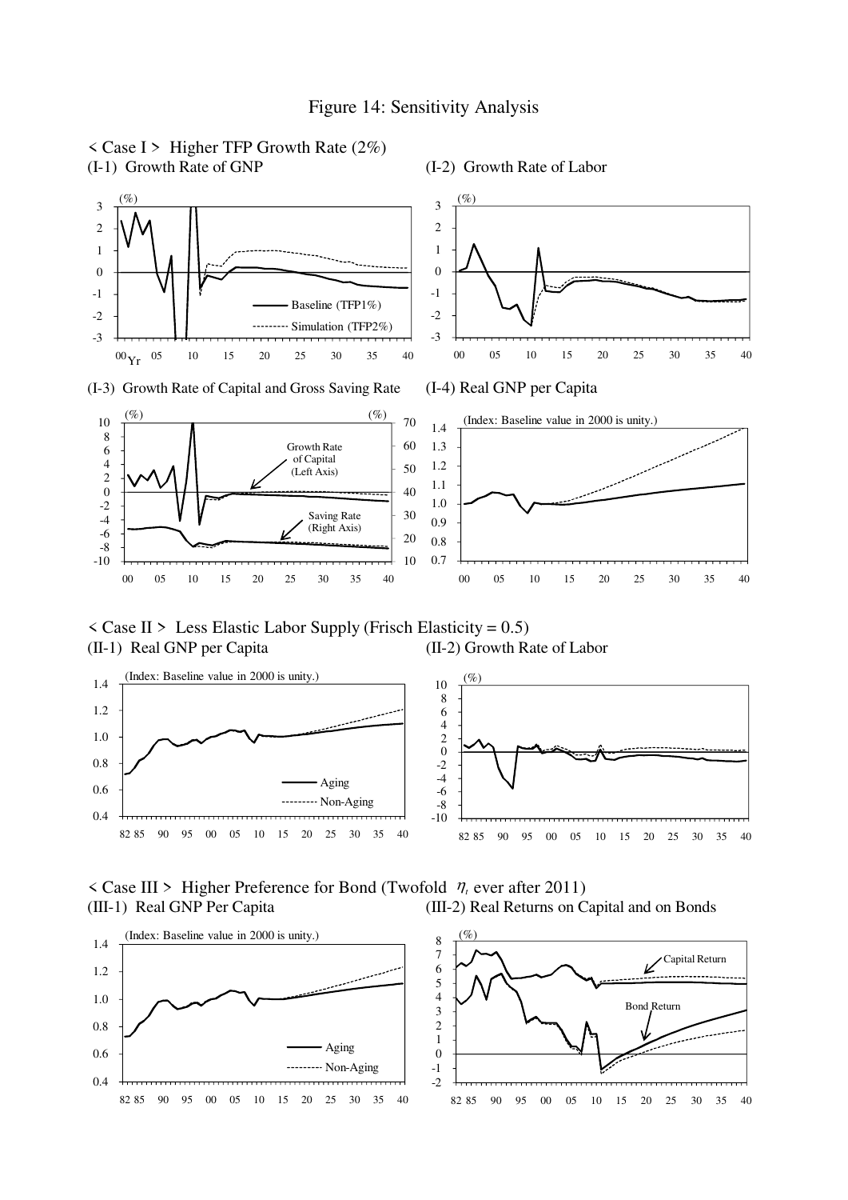Figure 14: Sensitivity Analysis

< Case I > Higher TFP Growth Rate (2%)

(I-1) Growth Rate of GNP

(%)

3
2
1
0
-1
-2
-3

00 Yr 05 10 15 20 25 30 35 40

Baseline (TFP1%)

Simulation (TFP2%)

(I-2) Growth Rate of Labor

(%)

3
2
1
0
-1
-2
-3

00 05 10 15 20 25 30 35 40

(I-3) Growth Rate of Capital and Gross Saving Rate

(%) (%)

10 8 6 4 2 0 -2 -4 -6 -8 -10

70 60 50 40 30 20 10

Growth Rate of Capital (Left Axis)

Saving Rate (Right Axis)

00 05 10 15 20 25 30 35 40

(I-4) Real GNP per Capita

(Index: Baseline value in 2000 is unity.)

1.4 1.3 1.2 1.1 1.0 0.9 0.8 0.7

00 05 10 15 20 25 30 35 40

< Case II > Less Elastic Labor Supply (Frisch Elasticity = 0.5)

(II-1) Real GNP per Capita

(Index: Baseline value in 2000 is unity.)

1.4 1.2 1.0 0.8 0.6 0.4

Aging

Non-Aging

82 85 90 95 00 05 10 15 20 25 30 35 40

(II-2) Growth Rate of Labor

(%)

10 8 6 4 2 0 -2 -4 -6 -8 -10

82 85 90 95 00 05 10 15 20 25 30 35 40

< Case III > Higher Preference for Bond (Twofold $\eta_t$ ever after 2011)

(III-1) Real GNP Per Capita

(Index: Baseline value in 2000 is unity.)

1.4 1.2 1.0 0.8 0.6 0.4

Aging

Non-Aging

82 85 90 95 00 05 10 15 20 25 30 35 40

(III-2) Real Returns on Capital and on Bonds

(%)

8 7 6 5 4 3 2 1 0 -1 -2

Capital Return

Bond Return

82 85 90 95 00 05 10 15 20 25 30 35 40